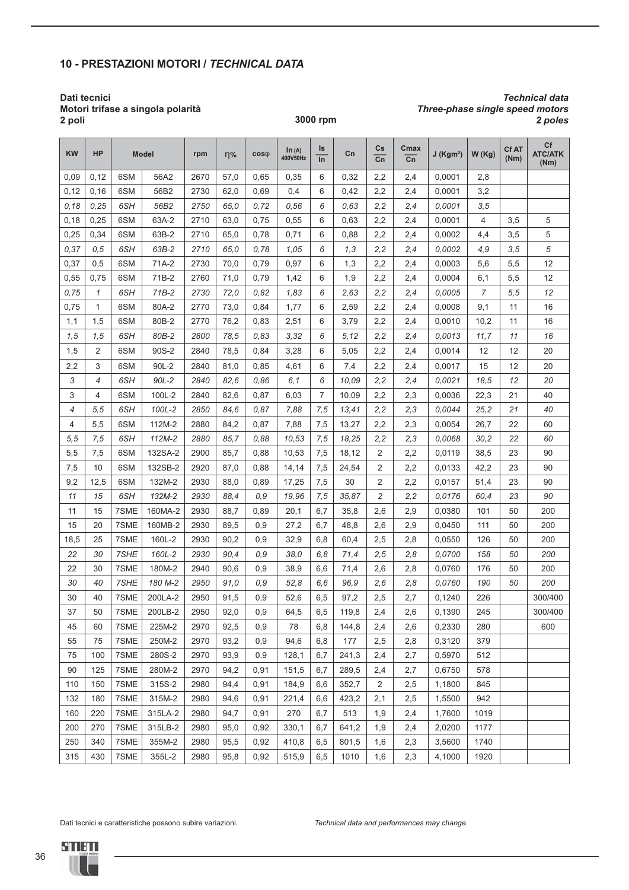## 10 - PRESTAZIONI MOTORI / *TECHNICAL DATA*

**Dati tecnici**
**Motori trifase a singola polarità**
**2 poli**

**3000 rpm**

***Technical data***
***Three-phase single speed motors***
***2 poles***

| KW | HP | Model | | rpm | η% | cosφ | In (A) 400V50Hz | Is/In | Cn | Cs/Cn | Cmax/Cn | J (Kgm²) | W (Kg) | Cf AT (Nm) | Cf ATC/ATK (Nm) |
|---|---|---|---|---|---|---|---|---|---|---|---|---|---|---|---|
| 0,09 | 0,12 | 6SM | 56A2 | 2670 | 57,0 | 0,65 | 0,35 | 6 | 0,32 | 2,2 | 2,4 | 0,0001 | 2,8 | | |
| 0,12 | 0,16 | 6SM | 56B2 | 2730 | 62,0 | 0,69 | 0,4 | 6 | 0,42 | 2,2 | 2,4 | 0,0001 | 3,2 | | |
| *0,18* | *0,25* | *6SH* | *56B2* | *2750* | *65,0* | *0,72* | *0,56* | *6* | *0,63* | *2,2* | *2,4* | *0,0001* | *3,5* | | |
| 0,18 | 0,25 | 6SM | 63A-2 | 2710 | 63,0 | 0,75 | 0,55 | 6 | 0,63 | 2,2 | 2,4 | 0,0001 | 4 | 3,5 | 5 |
| 0,25 | 0,34 | 6SM | 63B-2 | 2710 | 65,0 | 0,78 | 0,71 | 6 | 0,88 | 2,2 | 2,4 | 0,0002 | 4,4 | 3,5 | 5 |
| *0,37* | *0,5* | *6SH* | *63B-2* | *2710* | *65,0* | *0,78* | *1,05* | *6* | *1,3* | *2,2* | *2,4* | *0,0002* | *4,9* | *3,5* | *5* |
| 0,37 | 0,5 | 6SM | 71A-2 | 2730 | 70,0 | 0,79 | 0,97 | 6 | 1,3 | 2,2 | 2,4 | 0,0003 | 5,6 | 5,5 | 12 |
| 0,55 | 0,75 | 6SM | 71B-2 | 2760 | 71,0 | 0,79 | 1,42 | 6 | 1,9 | 2,2 | 2,4 | 0,0004 | 6,1 | 5,5 | 12 |
| *0,75* | *1* | *6SH* | *71B-2* | *2730* | *72,0* | *0,82* | *1,83* | *6* | *2,63* | *2,2* | *2,4* | *0,0005* | *7* | *5,5* | *12* |
| 0,75 | 1 | 6SM | 80A-2 | 2770 | 73,0 | 0,84 | 1,77 | 6 | 2,59 | 2,2 | 2,4 | 0,0008 | 9,1 | 11 | 16 |
| 1,1 | 1,5 | 6SM | 80B-2 | 2770 | 76,2 | 0,83 | 2,51 | 6 | 3,79 | 2,2 | 2,4 | 0,0010 | 10,2 | 11 | 16 |
| *1,5* | *1,5* | *6SH* | *80B-2* | *2800* | *78,5* | *0,83* | *3,32* | *6* | *5,12* | *2,2* | *2,4* | *0,0013* | *11,7* | *11* | *16* |
| 1,5 | 2 | 6SM | 90S-2 | 2840 | 78,5 | 0,84 | 3,28 | 6 | 5,05 | 2,2 | 2,4 | 0,0014 | 12 | 12 | 20 |
| 2,2 | 3 | 6SM | 90L-2 | 2840 | 81,0 | 0,85 | 4,61 | 6 | 7,4 | 2,2 | 2,4 | 0,0017 | 15 | 12 | 20 |
| *3* | *4* | *6SH* | *90L-2* | *2840* | *82,6* | *0,86* | *6,1* | *6* | *10,09* | *2,2* | *2,4* | *0,0021* | *18,5* | *12* | *20* |
| 3 | 4 | 6SM | 100L-2 | 2840 | 82,6 | 0,87 | 6,03 | 7 | 10,09 | 2,2 | 2,3 | 0,0036 | 22,3 | 21 | 40 |
| *4* | *5,5* | *6SH* | *100L-2* | *2850* | *84,6* | *0,87* | *7,88* | *7,5* | *13,41* | *2,2* | *2,3* | *0,0044* | *25,2* | *21* | *40* |
| 4 | 5,5 | 6SM | 112M-2 | 2880 | 84,2 | 0,87 | 7,88 | 7,5 | 13,27 | 2,2 | 2,3 | 0,0054 | 26,7 | 22 | 60 |
| *5,5* | *7,5* | *6SH* | *112M-2* | *2880* | *85,7* | *0,88* | *10,53* | *7,5* | *18,25* | *2,2* | *2,3* | *0,0068* | *30,2* | *22* | *60* |
| 5,5 | 7,5 | 6SM | 132SA-2 | 2900 | 85,7 | 0,88 | 10,53 | 7,5 | 18,12 | 2 | 2,2 | 0,0119 | 38,5 | 23 | 90 |
| 7,5 | 10 | 6SM | 132SB-2 | 2920 | 87,0 | 0,88 | 14,14 | 7,5 | 24,54 | 2 | 2,2 | 0,0133 | 42,2 | 23 | 90 |
| 9,2 | 12,5 | 6SM | 132M-2 | 2930 | 88,0 | 0,89 | 17,25 | 7,5 | 30 | 2 | 2,2 | 0,0157 | 51,4 | 23 | 90 |
| *11* | *15* | *6SH* | *132M-2* | *2930* | *88,4* | *0,9* | *19,96* | *7,5* | *35,87* | *2* | *2,2* | *0,0176* | *60,4* | *23* | *90* |
| 11 | 15 | 7SME | 160MA-2 | 2930 | 88,7 | 0,89 | 20,1 | 6,7 | 35,8 | 2,6 | 2,9 | 0,0380 | 101 | 50 | 200 |
| 15 | 20 | 7SME | 160MB-2 | 2930 | 89,5 | 0,9 | 27,2 | 6,7 | 48,8 | 2,6 | 2,9 | 0,0450 | 111 | 50 | 200 |
| 18,5 | 25 | 7SME | 160L-2 | 2930 | 90,2 | 0,9 | 32,9 | 6,8 | 60,4 | 2,5 | 2,8 | 0,0550 | 126 | 50 | 200 |
| *22* | *30* | *7SHE* | *160L-2* | *2930* | *90,4* | *0,9* | *38,0* | *6,8* | *71,4* | *2,5* | *2,8* | *0,0700* | *158* | *50* | *200* |
| 22 | 30 | 7SME | 180M-2 | 2940 | 90,6 | 0,9 | 38,9 | 6,6 | 71,4 | 2,6 | 2,8 | 0,0760 | 176 | 50 | 200 |
| *30* | *40* | *7SHE* | *180 M-2* | *2950* | *91,0* | *0,9* | *52,8* | *6,6* | *96,9* | *2,6* | *2,8* | *0,0760* | *190* | *50* | *200* |
| 30 | 40 | 7SME | 200LA-2 | 2950 | 91,5 | 0,9 | 52,6 | 6,5 | 97,2 | 2,5 | 2,7 | 0,1240 | 226 | | 300/400 |
| 37 | 50 | 7SME | 200LB-2 | 2950 | 92,0 | 0,9 | 64,5 | 6,5 | 119,8 | 2,4 | 2,6 | 0,1390 | 245 | | 300/400 |
| 45 | 60 | 7SME | 225M-2 | 2970 | 92,5 | 0,9 | 78 | 6,8 | 144,8 | 2,4 | 2,6 | 0,2330 | 280 | | 600 |
| 55 | 75 | 7SME | 250M-2 | 2970 | 93,2 | 0,9 | 94,6 | 6,8 | 177 | 2,5 | 2,8 | 0,3120 | 379 | | |
| 75 | 100 | 7SME | 280S-2 | 2970 | 93,9 | 0,9 | 128,1 | 6,7 | 241,3 | 2,4 | 2,7 | 0,5970 | 512 | | |
| 90 | 125 | 7SME | 280M-2 | 2970 | 94,2 | 0,91 | 151,5 | 6,7 | 289,5 | 2,4 | 2,7 | 0,6750 | 578 | | |
| 110 | 150 | 7SME | 315S-2 | 2980 | 94,4 | 0,91 | 184,9 | 6,6 | 352,7 | 2 | 2,5 | 1,1800 | 845 | | |
| 132 | 180 | 7SME | 315M-2 | 2980 | 94,6 | 0,91 | 221,4 | 6,6 | 423,2 | 2,1 | 2,5 | 1,5500 | 942 | | |
| 160 | 220 | 7SME | 315LA-2 | 2980 | 94,7 | 0,91 | 270 | 6,7 | 513 | 1,9 | 2,4 | 1,7600 | 1019 | | |
| 200 | 270 | 7SME | 315LB-2 | 2980 | 95,0 | 0,92 | 330,1 | 6,7 | 641,2 | 1,9 | 2,4 | 2,0200 | 1177 | | |
| 250 | 340 | 7SME | 355M-2 | 2980 | 95,5 | 0,92 | 410,8 | 6,5 | 801,5 | 1,6 | 2,3 | 3,5600 | 1740 | | |
| 315 | 430 | 7SME | 355L-2 | 2980 | 95,8 | 0,92 | 515,9 | 6,5 | 1010 | 1,6 | 2,3 | 4,1000 | 1920 | | |

Dati tecnici e caratteristiche possono subire variazioni.

*Technical data and performances may change.*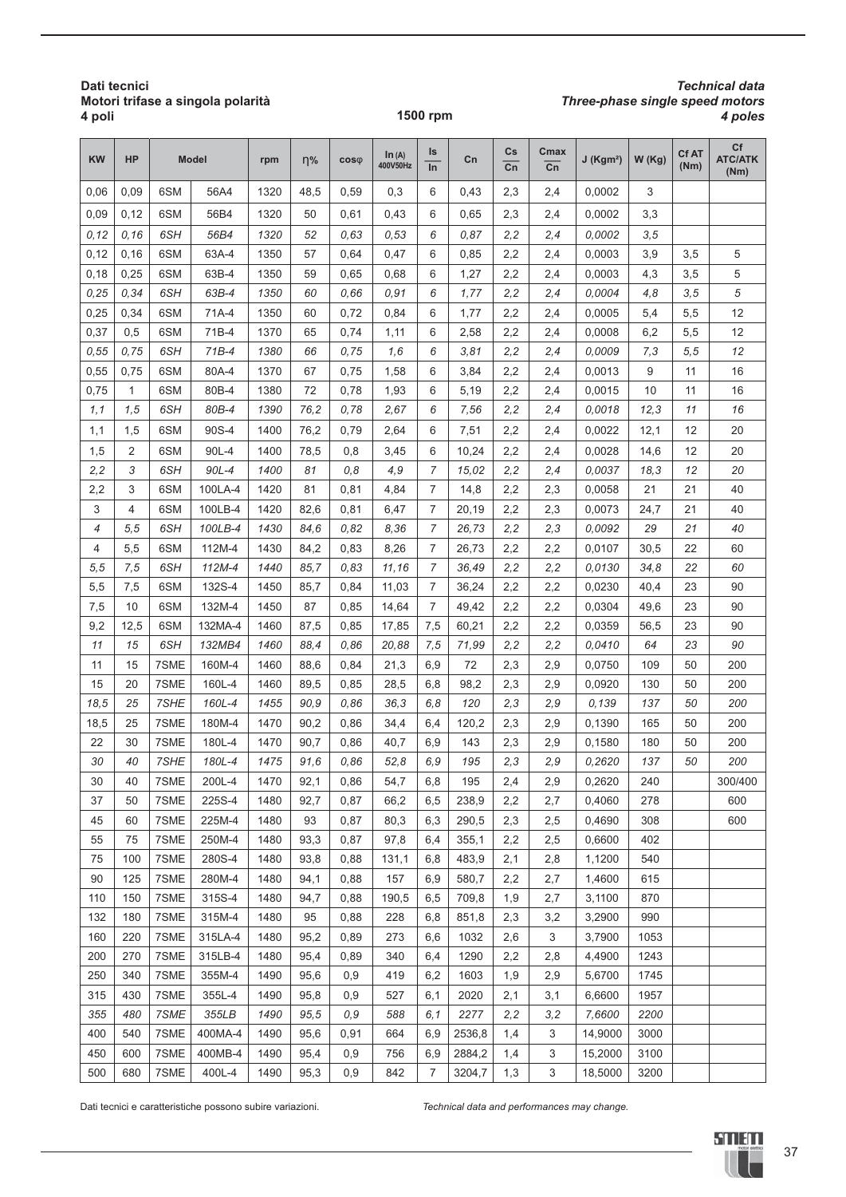**Dati tecnici**
**Motori trifase a singola polarità**
**4 poli**

**1500 rpm**

***Technical data***
***Three-phase single speed motors***
***4 poles***

| KW | HP | Model | | rpm | η% | cosφ | In (A) 400V50Hz | Is/In | Cn | Cs/Cn | Cmax/Cn | J (Kgm²) | W (Kg) | Cf AT (Nm) | Cf ATC/ATK (Nm) |
|---|---|---|---|---|---|---|---|---|---|---|---|---|---|---|---|
| 0,06 | 0,09 | 6SM | 56A4 | 1320 | 48,5 | 0,59 | 0,3 | 6 | 0,43 | 2,3 | 2,4 | 0,0002 | 3 | | |
| 0,09 | 0,12 | 6SM | 56B4 | 1320 | 50 | 0,61 | 0,43 | 6 | 0,65 | 2,3 | 2,4 | 0,0002 | 3,3 | | |
| *0,12* | *0,16* | *6SH* | *56B4* | *1320* | *52* | *0,63* | *0,53* | *6* | *0,87* | *2,2* | *2,4* | *0,0002* | *3,5* | | |
| 0,12 | 0,16 | 6SM | 63A-4 | 1350 | 57 | 0,64 | 0,47 | 6 | 0,85 | 2,2 | 2,4 | 0,0003 | 3,9 | 3,5 | 5 |
| 0,18 | 0,25 | 6SM | 63B-4 | 1350 | 59 | 0,65 | 0,68 | 6 | 1,27 | 2,2 | 2,4 | 0,0003 | 4,3 | 3,5 | 5 |
| *0,25* | *0,34* | *6SH* | *63B-4* | *1350* | *60* | *0,66* | *0,91* | *6* | *1,77* | *2,2* | *2,4* | *0,0004* | *4,8* | *3,5* | *5* |
| 0,25 | 0,34 | 6SM | 71A-4 | 1350 | 60 | 0,72 | 0,84 | 6 | 1,77 | 2,2 | 2,4 | 0,0005 | 5,4 | 5,5 | 12 |
| 0,37 | 0,5 | 6SM | 71B-4 | 1370 | 65 | 0,74 | 1,11 | 6 | 2,58 | 2,2 | 2,4 | 0,0008 | 6,2 | 5,5 | 12 |
| *0,55* | *0,75* | *6SH* | *71B-4* | *1380* | *66* | *0,75* | *1,6* | *6* | *3,81* | *2,2* | *2,4* | *0,0009* | *7,3* | *5,5* | *12* |
| 0,55 | 0,75 | 6SM | 80A-4 | 1370 | 67 | 0,75 | 1,58 | 6 | 3,84 | 2,2 | 2,4 | 0,0013 | 9 | 11 | 16 |
| 0,75 | 1 | 6SM | 80B-4 | 1380 | 72 | 0,78 | 1,93 | 6 | 5,19 | 2,2 | 2,4 | 0,0015 | 10 | 11 | 16 |
| *1,1* | *1,5* | *6SH* | *80B-4* | *1390* | *76,2* | *0,78* | *2,67* | *6* | *7,56* | *2,2* | *2,4* | *0,0018* | *12,3* | *11* | *16* |
| 1,1 | 1,5 | 6SM | 90S-4 | 1400 | 76,2 | 0,79 | 2,64 | 6 | 7,51 | 2,2 | 2,4 | 0,0022 | 12,1 | 12 | 20 |
| 1,5 | 2 | 6SM | 90L-4 | 1400 | 78,5 | 0,8 | 3,45 | 6 | 10,24 | 2,2 | 2,4 | 0,0028 | 14,6 | 12 | 20 |
| *2,2* | *3* | *6SH* | *90L-4* | *1400* | *81* | *0,8* | *4,9* | *7* | *15,02* | *2,2* | *2,4* | *0,0037* | *18,3* | *12* | *20* |
| 2,2 | 3 | 6SM | 100LA-4 | 1420 | 81 | 0,81 | 4,84 | 7 | 14,8 | 2,2 | 2,3 | 0,0058 | 21 | 21 | 40 |
| 3 | 4 | 6SM | 100LB-4 | 1420 | 82,6 | 0,81 | 6,47 | 7 | 20,19 | 2,2 | 2,3 | 0,0073 | 24,7 | 21 | 40 |
| *4* | *5,5* | *6SH* | *100LB-4* | *1430* | *84,6* | *0,82* | *8,36* | *7* | *26,73* | *2,2* | *2,3* | *0,0092* | *29* | *21* | *40* |
| 4 | 5,5 | 6SM | 112M-4 | 1430 | 84,2 | 0,83 | 8,26 | 7 | 26,73 | 2,2 | 2,2 | 0,0107 | 30,5 | 22 | 60 |
| *5,5* | *7,5* | *6SH* | *112M-4* | *1440* | *85,7* | *0,83* | *11,16* | *7* | *36,49* | *2,2* | *2,2* | *0,0130* | *34,8* | *22* | *60* |
| 5,5 | 7,5 | 6SM | 132S-4 | 1450 | 85,7 | 0,84 | 11,03 | 7 | 36,24 | 2,2 | 2,2 | 0,0230 | 40,4 | 23 | 90 |
| 7,5 | 10 | 6SM | 132M-4 | 1450 | 87 | 0,85 | 14,64 | 7 | 49,42 | 2,2 | 2,2 | 0,0304 | 49,6 | 23 | 90 |
| 9,2 | 12,5 | 6SM | 132MA-4 | 1460 | 87,5 | 0,85 | 17,85 | 7,5 | 60,21 | 2,2 | 2,2 | 0,0359 | 56,5 | 23 | 90 |
| *11* | *15* | *6SH* | *132MB4* | *1460* | *88,4* | *0,86* | *20,88* | *7,5* | *71,99* | *2,2* | *2,2* | *0,0410* | *64* | *23* | *90* |
| 11 | 15 | 7SME | 160M-4 | 1460 | 88,6 | 0,84 | 21,3 | 6,9 | 72 | 2,3 | 2,9 | 0,0750 | 109 | 50 | 200 |
| 15 | 20 | 7SME | 160L-4 | 1460 | 89,5 | 0,85 | 28,5 | 6,8 | 98,2 | 2,3 | 2,9 | 0,0920 | 130 | 50 | 200 |
| *18,5* | *25* | *7SHE* | *160L-4* | *1455* | *90,9* | *0,86* | *36,3* | *6,8* | *120* | *2,3* | *2,9* | *0,139* | *137* | *50* | *200* |
| 18,5 | 25 | 7SME | 180M-4 | 1470 | 90,2 | 0,86 | 34,4 | 6,4 | 120,2 | 2,3 | 2,9 | 0,1390 | 165 | 50 | 200 |
| 22 | 30 | 7SME | 180L-4 | 1470 | 90,7 | 0,86 | 40,7 | 6,9 | 143 | 2,3 | 2,9 | 0,1580 | 180 | 50 | 200 |
| *30* | *40* | *7SHE* | *180L-4* | *1475* | *91,6* | *0,86* | *52,8* | *6,9* | *195* | *2,3* | *2,9* | *0,2620* | *137* | *50* | *200* |
| 30 | 40 | 7SME | 200L-4 | 1470 | 92,1 | 0,86 | 54,7 | 6,8 | 195 | 2,4 | 2,9 | 0,2620 | 240 | | 300/400 |
| 37 | 50 | 7SME | 225S-4 | 1480 | 92,7 | 0,87 | 66,2 | 6,5 | 238,9 | 2,2 | 2,7 | 0,4060 | 278 | | 600 |
| 45 | 60 | 7SME | 225M-4 | 1480 | 93 | 0,87 | 80,3 | 6,3 | 290,5 | 2,3 | 2,5 | 0,4690 | 308 | | 600 |
| 55 | 75 | 7SME | 250M-4 | 1480 | 93,3 | 0,87 | 97,8 | 6,4 | 355,1 | 2,2 | 2,5 | 0,6600 | 402 | | |
| 75 | 100 | 7SME | 280S-4 | 1480 | 93,8 | 0,88 | 131,1 | 6,8 | 483,9 | 2,1 | 2,8 | 1,1200 | 540 | | |
| 90 | 125 | 7SME | 280M-4 | 1480 | 94,1 | 0,88 | 157 | 6,9 | 580,7 | 2,2 | 2,7 | 1,4600 | 615 | | |
| 110 | 150 | 7SME | 315S-4 | 1480 | 94,7 | 0,88 | 190,5 | 6,5 | 709,8 | 1,9 | 2,7 | 3,1100 | 870 | | |
| 132 | 180 | 7SME | 315M-4 | 1480 | 95 | 0,88 | 228 | 6,8 | 851,8 | 2,3 | 3,2 | 3,2900 | 990 | | |
| 160 | 220 | 7SME | 315LA-4 | 1480 | 95,2 | 0,89 | 273 | 6,6 | 1032 | 2,6 | 3 | 3,7900 | 1053 | | |
| 200 | 270 | 7SME | 315LB-4 | 1480 | 95,4 | 0,89 | 340 | 6,4 | 1290 | 2,2 | 2,8 | 4,4900 | 1243 | | |
| 250 | 340 | 7SME | 355M-4 | 1490 | 95,6 | 0,9 | 419 | 6,2 | 1603 | 1,9 | 2,9 | 5,6700 | 1745 | | |
| 315 | 430 | 7SME | 355L-4 | 1490 | 95,8 | 0,9 | 527 | 6,1 | 2020 | 2,1 | 3,1 | 6,6600 | 1957 | | |
| *355* | *480* | *7SME* | *355LB* | *1490* | *95,5* | *0,9* | *588* | *6,1* | *2277* | *2,2* | *3,2* | *7,6600* | *2200* | | |
| 400 | 540 | 7SME | 400MA-4 | 1490 | 95,6 | 0,91 | 664 | 6,9 | 2536,8 | 1,4 | 3 | 14,9000 | 3000 | | |
| 450 | 600 | 7SME | 400MB-4 | 1490 | 95,4 | 0,9 | 756 | 6,9 | 2884,2 | 1,4 | 3 | 15,2000 | 3100 | | |
| 500 | 680 | 7SME | 400L-4 | 1490 | 95,3 | 0,9 | 842 | 7 | 3204,7 | 1,3 | 3 | 18,5000 | 3200 | | |

Dati tecnici e caratteristiche possono subire variazioni.

*Technical data and performances may change.*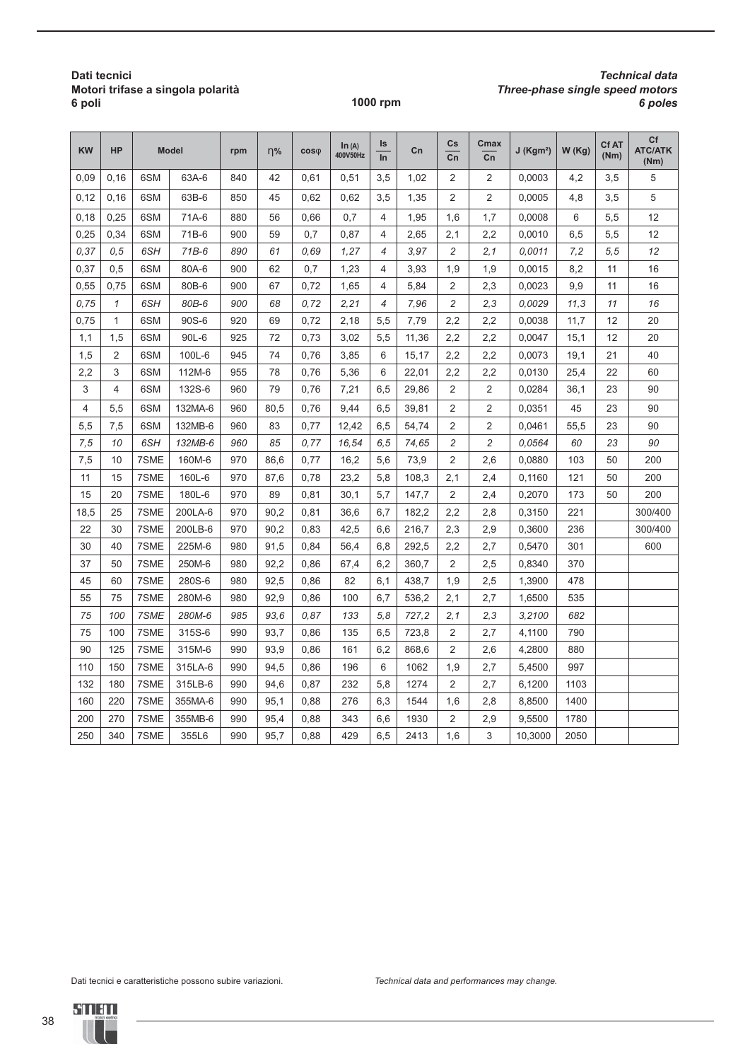**Dati tecnici**
**Motori trifase a singola polarità**
**6 poli**

***Technical data***
***Three-phase single speed motors***
***6 poles***

**1000 rpm**

| KW | HP | Model | | rpm | η% | cosφ | In (A) 400V50Hz | Is/In | Cn | Cs/Cn | Cmax/Cn | J (Kgm²) | W (Kg) | Cf AT (Nm) | Cf ATC/ATK (Nm) |
|---|---|---|---|---|---|---|---|---|---|---|---|---|---|---|---|
| 0,09 | 0,16 | 6SM | 63A-6 | 840 | 42 | 0,61 | 0,51 | 3,5 | 1,02 | 2 | 2 | 0,0003 | 4,2 | 3,5 | 5 |
| 0,12 | 0,16 | 6SM | 63B-6 | 850 | 45 | 0,62 | 0,62 | 3,5 | 1,35 | 2 | 2 | 0,0005 | 4,8 | 3,5 | 5 |
| 0,18 | 0,25 | 6SM | 71A-6 | 880 | 56 | 0,66 | 0,7 | 4 | 1,95 | 1,6 | 1,7 | 0,0008 | 6 | 5,5 | 12 |
| 0,25 | 0,34 | 6SM | 71B-6 | 900 | 59 | 0,7 | 0,87 | 4 | 2,65 | 2,1 | 2,2 | 0,0010 | 6,5 | 5,5 | 12 |
| *0,37* | *0,5* | *6SH* | *71B-6* | *890* | *61* | *0,69* | *1,27* | *4* | *3,97* | *2* | *2,1* | *0,0011* | *7,2* | *5,5* | *12* |
| 0,37 | 0,5 | 6SM | 80A-6 | 900 | 62 | 0,7 | 1,23 | 4 | 3,93 | 1,9 | 1,9 | 0,0015 | 8,2 | 11 | 16 |
| 0,55 | 0,75 | 6SM | 80B-6 | 900 | 67 | 0,72 | 1,65 | 4 | 5,84 | 2 | 2,3 | 0,0023 | 9,9 | 11 | 16 |
| *0,75* | *1* | *6SH* | *80B-6* | *900* | *68* | *0,72* | *2,21* | *4* | *7,96* | *2* | *2,3* | *0,0029* | *11,3* | *11* | *16* |
| 0,75 | 1 | 6SM | 90S-6 | 920 | 69 | 0,72 | 2,18 | 5,5 | 7,79 | 2,2 | 2,2 | 0,0038 | 11,7 | 12 | 20 |
| 1,1 | 1,5 | 6SM | 90L-6 | 925 | 72 | 0,73 | 3,02 | 5,5 | 11,36 | 2,2 | 2,2 | 0,0047 | 15,1 | 12 | 20 |
| 1,5 | 2 | 6SM | 100L-6 | 945 | 74 | 0,76 | 3,85 | 6 | 15,17 | 2,2 | 2,2 | 0,0073 | 19,1 | 21 | 40 |
| 2,2 | 3 | 6SM | 112M-6 | 955 | 78 | 0,76 | 5,36 | 6 | 22,01 | 2,2 | 2,2 | 0,0130 | 25,4 | 22 | 60 |
| 3 | 4 | 6SM | 132S-6 | 960 | 79 | 0,76 | 7,21 | 6,5 | 29,86 | 2 | 2 | 0,0284 | 36,1 | 23 | 90 |
| 4 | 5,5 | 6SM | 132MA-6 | 960 | 80,5 | 0,76 | 9,44 | 6,5 | 39,81 | 2 | 2 | 0,0351 | 45 | 23 | 90 |
| 5,5 | 7,5 | 6SM | 132MB-6 | 960 | 83 | 0,77 | 12,42 | 6,5 | 54,74 | 2 | 2 | 0,0461 | 55,5 | 23 | 90 |
| *7,5* | *10* | *6SH* | *132MB-6* | *960* | *85* | *0,77* | *16,54* | *6,5* | *74,65* | *2* | *2* | *0,0564* | *60* | *23* | *90* |
| 7,5 | 10 | 7SME | 160M-6 | 970 | 86,6 | 0,77 | 16,2 | 5,6 | 73,9 | 2 | 2,6 | 0,0880 | 103 | 50 | 200 |
| 11 | 15 | 7SME | 160L-6 | 970 | 87,6 | 0,78 | 23,2 | 5,8 | 108,3 | 2,1 | 2,4 | 0,1160 | 121 | 50 | 200 |
| 15 | 20 | 7SME | 180L-6 | 970 | 89 | 0,81 | 30,1 | 5,7 | 147,7 | 2 | 2,4 | 0,2070 | 173 | 50 | 200 |
| 18,5 | 25 | 7SME | 200LA-6 | 970 | 90,2 | 0,81 | 36,6 | 6,7 | 182,2 | 2,2 | 2,8 | 0,3150 | 221 | | 300/400 |
| 22 | 30 | 7SME | 200LB-6 | 970 | 90,2 | 0,83 | 42,5 | 6,6 | 216,7 | 2,3 | 2,9 | 0,3600 | 236 | | 300/400 |
| 30 | 40 | 7SME | 225M-6 | 980 | 91,5 | 0,84 | 56,4 | 6,8 | 292,5 | 2,2 | 2,7 | 0,5470 | 301 | | 600 |
| 37 | 50 | 7SME | 250M-6 | 980 | 92,2 | 0,86 | 67,4 | 6,2 | 360,7 | 2 | 2,5 | 0,8340 | 370 | | |
| 45 | 60 | 7SME | 280S-6 | 980 | 92,5 | 0,86 | 82 | 6,1 | 438,7 | 1,9 | 2,5 | 1,3900 | 478 | | |
| 55 | 75 | 7SME | 280M-6 | 980 | 92,9 | 0,86 | 100 | 6,7 | 536,2 | 2,1 | 2,7 | 1,6500 | 535 | | |
| *75* | *100* | *7SME* | *280M-6* | *985* | *93,6* | *0,87* | *133* | *5,8* | *727,2* | *2,1* | *2,3* | *3,2100* | *682* | | |
| 75 | 100 | 7SME | 315S-6 | 990 | 93,7 | 0,86 | 135 | 6,5 | 723,8 | 2 | 2,7 | 4,1100 | 790 | | |
| 90 | 125 | 7SME | 315M-6 | 990 | 93,9 | 0,86 | 161 | 6,2 | 868,6 | 2 | 2,6 | 4,2800 | 880 | | |
| 110 | 150 | 7SME | 315LA-6 | 990 | 94,5 | 0,86 | 196 | 6 | 1062 | 1,9 | 2,7 | 5,4500 | 997 | | |
| 132 | 180 | 7SME | 315LB-6 | 990 | 94,6 | 0,87 | 232 | 5,8 | 1274 | 2 | 2,7 | 6,1200 | 1103 | | |
| 160 | 220 | 7SME | 355MA-6 | 990 | 95,1 | 0,88 | 276 | 6,3 | 1544 | 1,6 | 2,8 | 8,8500 | 1400 | | |
| 200 | 270 | 7SME | 355MB-6 | 990 | 95,4 | 0,88 | 343 | 6,6 | 1930 | 2 | 2,9 | 9,5500 | 1780 | | |
| 250 | 340 | 7SME | 355L6 | 990 | 95,7 | 0,88 | 429 | 6,5 | 2413 | 1,6 | 3 | 10,3000 | 2050 | | |

Dati tecnici e caratteristiche possono subire variazioni.

*Technical data and performances may change.*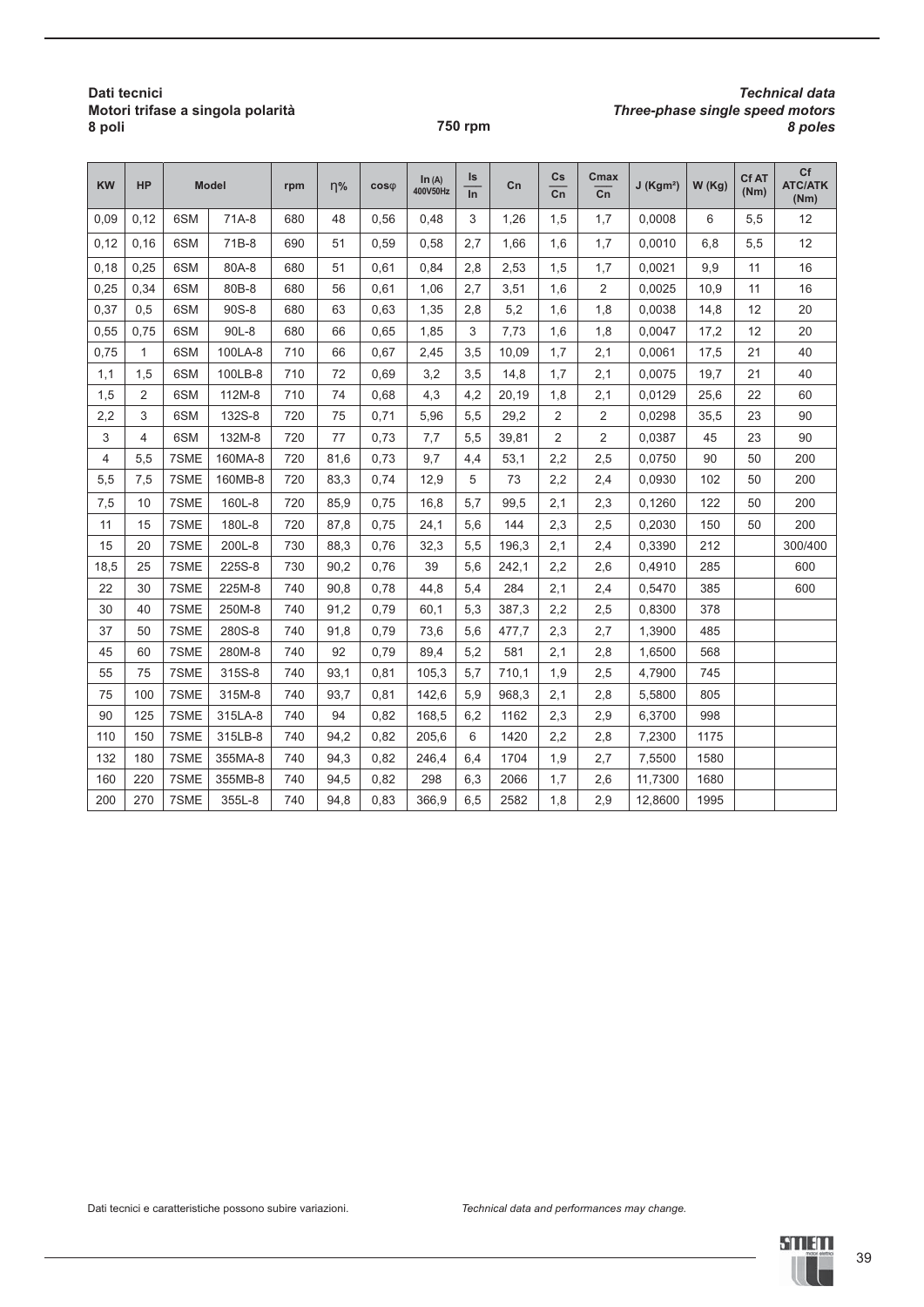**Dati tecnici**
**Motori trifase a singola polarità**
**8 poli**

**750 rpm**

***Technical data***
***Three-phase single speed motors***
***8 poles***

| KW | HP | Model | | rpm | η% | cosφ | In (A) 400V50Hz | Is/In | Cn | Cs/Cn | Cmax/Cn | J (Kgm²) | W (Kg) | Cf AT (Nm) | Cf ATC/ATK (Nm) |
|---|---|---|---|---|---|---|---|---|---|---|---|---|---|---|---|
| 0,09 | 0,12 | 6SM | 71A-8 | 680 | 48 | 0,56 | 0,48 | 3 | 1,26 | 1,5 | 1,7 | 0,0008 | 6 | 5,5 | 12 |
| 0,12 | 0,16 | 6SM | 71B-8 | 690 | 51 | 0,59 | 0,58 | 2,7 | 1,66 | 1,6 | 1,7 | 0,0010 | 6,8 | 5,5 | 12 |
| 0,18 | 0,25 | 6SM | 80A-8 | 680 | 51 | 0,61 | 0,84 | 2,8 | 2,53 | 1,5 | 1,7 | 0,0021 | 9,9 | 11 | 16 |
| 0,25 | 0,34 | 6SM | 80B-8 | 680 | 56 | 0,61 | 1,06 | 2,7 | 3,51 | 1,6 | 2 | 0,0025 | 10,9 | 11 | 16 |
| 0,37 | 0,5 | 6SM | 90S-8 | 680 | 63 | 0,63 | 1,35 | 2,8 | 5,2 | 1,6 | 1,8 | 0,0038 | 14,8 | 12 | 20 |
| 0,55 | 0,75 | 6SM | 90L-8 | 680 | 66 | 0,65 | 1,85 | 3 | 7,73 | 1,6 | 1,8 | 0,0047 | 17,2 | 12 | 20 |
| 0,75 | 1 | 6SM | 100LA-8 | 710 | 66 | 0,67 | 2,45 | 3,5 | 10,09 | 1,7 | 2,1 | 0,0061 | 17,5 | 21 | 40 |
| 1,1 | 1,5 | 6SM | 100LB-8 | 710 | 72 | 0,69 | 3,2 | 3,5 | 14,8 | 1,7 | 2,1 | 0,0075 | 19,7 | 21 | 40 |
| 1,5 | 2 | 6SM | 112M-8 | 710 | 74 | 0,68 | 4,3 | 4,2 | 20,19 | 1,8 | 2,1 | 0,0129 | 25,6 | 22 | 60 |
| 2,2 | 3 | 6SM | 132S-8 | 720 | 75 | 0,71 | 5,96 | 5,5 | 29,2 | 2 | 2 | 0,0298 | 35,5 | 23 | 90 |
| 3 | 4 | 6SM | 132M-8 | 720 | 77 | 0,73 | 7,7 | 5,5 | 39,81 | 2 | 2 | 0,0387 | 45 | 23 | 90 |
| 4 | 5,5 | 7SME | 160MA-8 | 720 | 81,6 | 0,73 | 9,7 | 4,4 | 53,1 | 2,2 | 2,5 | 0,0750 | 90 | 50 | 200 |
| 5,5 | 7,5 | 7SME | 160MB-8 | 720 | 83,3 | 0,74 | 12,9 | 5 | 73 | 2,2 | 2,4 | 0,0930 | 102 | 50 | 200 |
| 7,5 | 10 | 7SME | 160L-8 | 720 | 85,9 | 0,75 | 16,8 | 5,7 | 99,5 | 2,1 | 2,3 | 0,1260 | 122 | 50 | 200 |
| 11 | 15 | 7SME | 180L-8 | 720 | 87,8 | 0,75 | 24,1 | 5,6 | 144 | 2,3 | 2,5 | 0,2030 | 150 | 50 | 200 |
| 15 | 20 | 7SME | 200L-8 | 730 | 88,3 | 0,76 | 32,3 | 5,5 | 196,3 | 2,1 | 2,4 | 0,3390 | 212 | | 300/400 |
| 18,5 | 25 | 7SME | 225S-8 | 730 | 90,2 | 0,76 | 39 | 5,6 | 242,1 | 2,2 | 2,6 | 0,4910 | 285 | | 600 |
| 22 | 30 | 7SME | 225M-8 | 740 | 90,8 | 0,78 | 44,8 | 5,4 | 284 | 2,1 | 2,4 | 0,5470 | 385 | | 600 |
| 30 | 40 | 7SME | 250M-8 | 740 | 91,2 | 0,79 | 60,1 | 5,3 | 387,3 | 2,2 | 2,5 | 0,8300 | 378 | | |
| 37 | 50 | 7SME | 280S-8 | 740 | 91,8 | 0,79 | 73,6 | 5,6 | 477,7 | 2,3 | 2,7 | 1,3900 | 485 | | |
| 45 | 60 | 7SME | 280M-8 | 740 | 92 | 0,79 | 89,4 | 5,2 | 581 | 2,1 | 2,8 | 1,6500 | 568 | | |
| 55 | 75 | 7SME | 315S-8 | 740 | 93,1 | 0,81 | 105,3 | 5,7 | 710,1 | 1,9 | 2,5 | 4,7900 | 745 | | |
| 75 | 100 | 7SME | 315M-8 | 740 | 93,7 | 0,81 | 142,6 | 5,9 | 968,3 | 2,1 | 2,8 | 5,5800 | 805 | | |
| 90 | 125 | 7SME | 315LA-8 | 740 | 94 | 0,82 | 168,5 | 6,2 | 1162 | 2,3 | 2,9 | 6,3700 | 998 | | |
| 110 | 150 | 7SME | 315LB-8 | 740 | 94,2 | 0,82 | 205,6 | 6 | 1420 | 2,2 | 2,8 | 7,2300 | 1175 | | |
| 132 | 180 | 7SME | 355MA-8 | 740 | 94,3 | 0,82 | 246,4 | 6,4 | 1704 | 1,9 | 2,7 | 7,5500 | 1580 | | |
| 160 | 220 | 7SME | 355MB-8 | 740 | 94,5 | 0,82 | 298 | 6,3 | 2066 | 1,7 | 2,6 | 11,7300 | 1680 | | |
| 200 | 270 | 7SME | 355L-8 | 740 | 94,8 | 0,83 | 366,9 | 6,5 | 2582 | 1,8 | 2,9 | 12,8600 | 1995 | | |

Dati tecnici e caratteristiche possono subire variazioni.

*Technical data and performances may change.*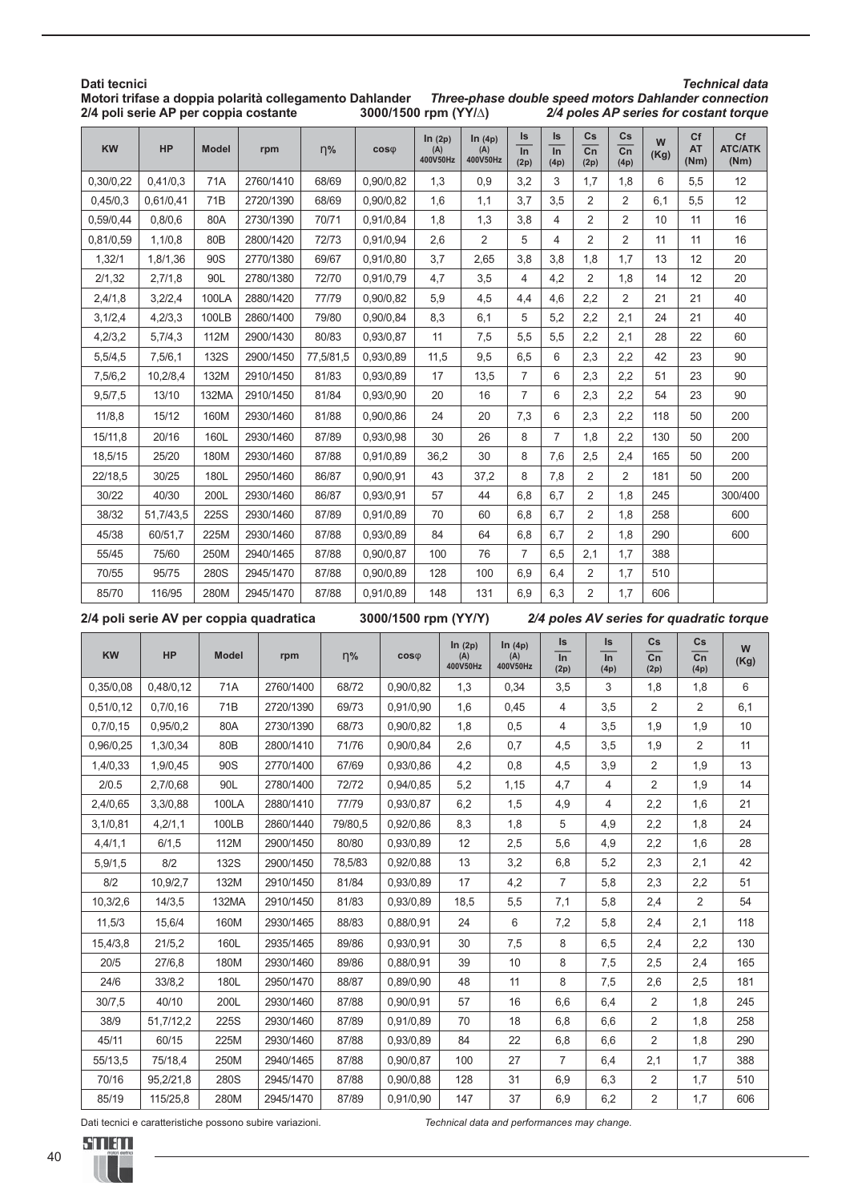**Dati tecnici** *Technical data*

**Motori trifase a doppia polarità collegamento Dahlander** *Three-phase double speed motors Dahlander connection*

**2/4 poli serie AP per coppia costante** **3000/1500 rpm (YY/Δ)** *2/4 poles AP series for costant torque*

| KW | HP | Model | rpm | η% | cosφ | In (2p) (A) 400V50Hz | In (4p) (A) 400V50Hz | Is/In (2p) | Is/In (4p) | Cs/Cn (2p) | Cs/Cn (4p) | W (Kg) | Cf AT (Nm) | Cf ATC/ATK (Nm) |
|---|---|---|---|---|---|---|---|---|---|---|---|---|---|---|
| 0,30/0,22 | 0,41/0,3 | 71A | 2760/1410 | 68/69 | 0,90/0,82 | 1,3 | 0,9 | 3,2 | 3 | 1,7 | 1,8 | 6 | 5,5 | 12 |
| 0,45/0,3 | 0,61/0,41 | 71B | 2720/1390 | 68/69 | 0,90/0,82 | 1,6 | 1,1 | 3,7 | 3,5 | 2 | 2 | 6,1 | 5,5 | 12 |
| 0,59/0,44 | 0,8/0,6 | 80A | 2730/1390 | 70/71 | 0,91/0,84 | 1,8 | 1,3 | 3,8 | 4 | 2 | 2 | 10 | 11 | 16 |
| 0,81/0,59 | 1,1/0,8 | 80B | 2800/1420 | 72/73 | 0,91/0,94 | 2,6 | 2 | 5 | 4 | 2 | 2 | 11 | 11 | 16 |
| 1,32/1 | 1,8/1,36 | 90S | 2770/1380 | 69/67 | 0,91/0,80 | 3,7 | 2,65 | 3,8 | 3,8 | 1,8 | 1,7 | 13 | 12 | 20 |
| 2/1,32 | 2,7/1,8 | 90L | 2780/1380 | 72/70 | 0,91/0,79 | 4,7 | 3,5 | 4 | 4,2 | 2 | 1,8 | 14 | 12 | 20 |
| 2,4/1,8 | 3,2/2,4 | 100LA | 2880/1420 | 77/79 | 0,90/0,82 | 5,9 | 4,5 | 4,4 | 4,6 | 2,2 | 2 | 21 | 21 | 40 |
| 3,1/2,4 | 4,2/3,3 | 100LB | 2860/1400 | 79/80 | 0,90/0,84 | 8,3 | 6,1 | 5 | 5,2 | 2,2 | 2,1 | 24 | 21 | 40 |
| 4,2/3,2 | 5,7/4,3 | 112M | 2900/1430 | 80/83 | 0,93/0,87 | 11 | 7,5 | 5,5 | 5,5 | 2,2 | 2,1 | 28 | 22 | 60 |
| 5,5/4,5 | 7,5/6,1 | 132S | 2900/1450 | 77,5/81,5 | 0,93/0,89 | 11,5 | 9,5 | 6,5 | 6 | 2,3 | 2,2 | 42 | 23 | 90 |
| 7,5/6,2 | 10,2/8,4 | 132M | 2910/1450 | 81/83 | 0,93/0,89 | 17 | 13,5 | 7 | 6 | 2,3 | 2,2 | 51 | 23 | 90 |
| 9,5/7,5 | 13/10 | 132MA | 2910/1450 | 81/84 | 0,93/0,90 | 20 | 16 | 7 | 6 | 2,3 | 2,2 | 54 | 23 | 90 |
| 11/8,8 | 15/12 | 160M | 2930/1460 | 81/88 | 0,90/0,86 | 24 | 20 | 7,3 | 6 | 2,3 | 2,2 | 118 | 50 | 200 |
| 15/11,8 | 20/16 | 160L | 2930/1460 | 87/89 | 0,93/0,98 | 30 | 26 | 8 | 7 | 1,8 | 2,2 | 130 | 50 | 200 |
| 18,5/15 | 25/20 | 180M | 2930/1460 | 87/88 | 0,91/0,89 | 36,2 | 30 | 8 | 7,6 | 2,5 | 2,4 | 165 | 50 | 200 |
| 22/18,5 | 30/25 | 180L | 2950/1460 | 86/87 | 0,90/0,91 | 43 | 37,2 | 8 | 7,8 | 2 | 2 | 181 | 50 | 200 |
| 30/22 | 40/30 | 200L | 2930/1460 | 86/87 | 0,93/0,91 | 57 | 44 | 6,8 | 6,7 | 2 | 1,8 | 245 | | 300/400 |
| 38/32 | 51,7/43,5 | 225S | 2930/1460 | 87/89 | 0,91/0,89 | 70 | 60 | 6,8 | 6,7 | 2 | 1,8 | 258 | | 600 |
| 45/38 | 60/51,7 | 225M | 2930/1460 | 87/88 | 0,93/0,89 | 84 | 64 | 6,8 | 6,7 | 2 | 1,8 | 290 | | 600 |
| 55/45 | 75/60 | 250M | 2940/1465 | 87/88 | 0,90/0,87 | 100 | 76 | 7 | 6,5 | 2,1 | 1,7 | 388 | | |
| 70/55 | 95/75 | 280S | 2945/1470 | 87/88 | 0,90/0,89 | 128 | 100 | 6,9 | 6,4 | 2 | 1,7 | 510 | | |
| 85/70 | 116/95 | 280M | 2945/1470 | 87/88 | 0,91/0,89 | 148 | 131 | 6,9 | 6,3 | 2 | 1,7 | 606 | | |

**2/4 poli serie AV per coppia quadratica** **3000/1500 rpm (YY/Y)** *2/4 poles AV series for quadratic torque*

| KW | HP | Model | rpm | η% | cosφ | In (2p) (A) 400V50Hz | In (4p) (A) 400V50Hz | Is/In (2p) | Is/In (4p) | Cs/Cn (2p) | Cs/Cn (4p) | W (Kg) |
|---|---|---|---|---|---|---|---|---|---|---|---|---|
| 0,35/0,08 | 0,48/0,12 | 71A | 2760/1400 | 68/72 | 0,90/0,82 | 1,3 | 0,34 | 3,5 | 3 | 1,8 | 1,8 | 6 |
| 0,51/0,12 | 0,7/0,16 | 71B | 2720/1390 | 69/73 | 0,91/0,90 | 1,6 | 0,45 | 4 | 3,5 | 2 | 2 | 6,1 |
| 0,7/0,15 | 0,95/0,2 | 80A | 2730/1390 | 68/73 | 0,90/0,82 | 1,8 | 0,5 | 4 | 3,5 | 1,9 | 1,9 | 10 |
| 0,96/0,25 | 1,3/0,34 | 80B | 2800/1410 | 71/76 | 0,90/0,84 | 2,6 | 0,7 | 4,5 | 3,5 | 1,9 | 2 | 11 |
| 1,4/0,33 | 1,9/0,45 | 90S | 2770/1400 | 67/69 | 0,93/0,86 | 4,2 | 0,8 | 4,5 | 3,9 | 2 | 1,9 | 13 |
| 2/0.5 | 2,7/0,68 | 90L | 2780/1400 | 72/72 | 0,94/0,85 | 5,2 | 1,15 | 4,7 | 4 | 2 | 1,9 | 14 |
| 2,4/0,65 | 3,3/0,88 | 100LA | 2880/1410 | 77/79 | 0,93/0,87 | 6,2 | 1,5 | 4,9 | 4 | 2,2 | 1,6 | 21 |
| 3,1/0,81 | 4,2/1,1 | 100LB | 2860/1440 | 79/80,5 | 0,92/0,86 | 8,3 | 1,8 | 5 | 4,9 | 2,2 | 1,8 | 24 |
| 4,4/1,1 | 6/1,5 | 112M | 2900/1450 | 80/80 | 0,93/0,89 | 12 | 2,5 | 5,6 | 4,9 | 2,2 | 1,6 | 28 |
| 5,9/1,5 | 8/2 | 132S | 2900/1450 | 78,5/83 | 0,92/0,88 | 13 | 3,2 | 6,8 | 5,2 | 2,3 | 2,1 | 42 |
| 8/2 | 10,9/2,7 | 132M | 2910/1450 | 81/84 | 0,93/0,89 | 17 | 4,2 | 7 | 5,8 | 2,3 | 2,2 | 51 |
| 10,3/2,6 | 14/3,5 | 132MA | 2910/1450 | 81/83 | 0,93/0,89 | 18,5 | 5,5 | 7,1 | 5,8 | 2,4 | 2 | 54 |
| 11,5/3 | 15,6/4 | 160M | 2930/1465 | 88/83 | 0,88/0,91 | 24 | 6 | 7,2 | 5,8 | 2,4 | 2,1 | 118 |
| 15,4/3,8 | 21/5,2 | 160L | 2935/1465 | 89/86 | 0,93/0,91 | 30 | 7,5 | 8 | 6,5 | 2,4 | 2,2 | 130 |
| 20/5 | 27/6,8 | 180M | 2930/1460 | 89/86 | 0,88/0,91 | 39 | 10 | 8 | 7,5 | 2,5 | 2,4 | 165 |
| 24/6 | 33/8,2 | 180L | 2950/1470 | 88/87 | 0,89/0,90 | 48 | 11 | 8 | 7,5 | 2,6 | 2,5 | 181 |
| 30/7,5 | 40/10 | 200L | 2930/1460 | 87/88 | 0,90/0,91 | 57 | 16 | 6,6 | 6,4 | 2 | 1,8 | 245 |
| 38/9 | 51,7/12,2 | 225S | 2930/1460 | 87/89 | 0,91/0,89 | 70 | 18 | 6,8 | 6,6 | 2 | 1,8 | 258 |
| 45/11 | 60/15 | 225M | 2930/1460 | 87/88 | 0,93/0,89 | 84 | 22 | 6,8 | 6,6 | 2 | 1,8 | 290 |
| 55/13,5 | 75/18,4 | 250M | 2940/1465 | 87/88 | 0,90/0,87 | 100 | 27 | 7 | 6,4 | 2,1 | 1,7 | 388 |
| 70/16 | 95,2/21,8 | 280S | 2945/1470 | 87/88 | 0,90/0,88 | 128 | 31 | 6,9 | 6,3 | 2 | 1,7 | 510 |
| 85/19 | 115/25,8 | 280M | 2945/1470 | 87/89 | 0,91/0,90 | 147 | 37 | 6,9 | 6,2 | 2 | 1,7 | 606 |

Dati tecnici e caratteristiche possono subire variazioni. *Technical data and performances may change.*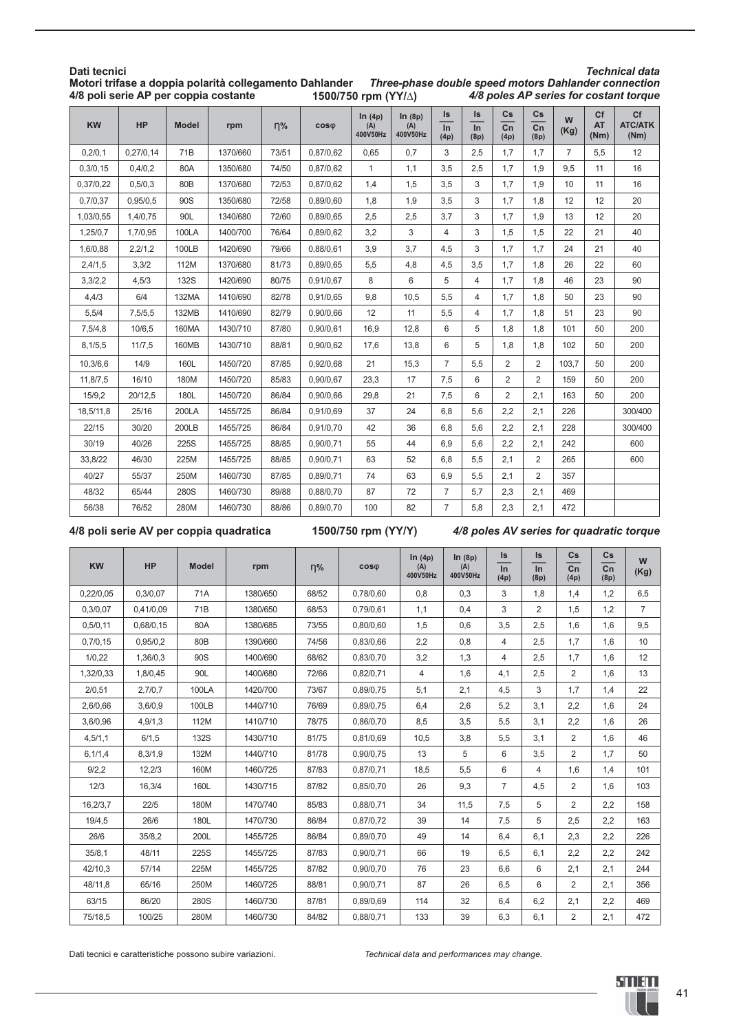**Dati tecnici**

**Motori trifase a doppia polarità collegamento Dahlander**

**4/8 poli serie AP per coppia costante** **1500/750 rpm (YY/Δ)**

***Technical data***

***Three-phase double speed motors Dahlander connection***

***4/8 poles AP series for costant torque***

| KW | HP | Model | rpm | η% | cosφ | In (4p) (A) 400V50Hz | In (8p) (A) 400V50Hz | Is/In (4p) | Is/In (8p) | Cs/Cn (4p) | Cs/Cn (8p) | W (Kg) | Cf AT (Nm) | Cf ATC/ATK (Nm) |
|---|---|---|---|---|---|---|---|---|---|---|---|---|---|---|
| 0,2/0,1 | 0,27/0,14 | 71B | 1370/660 | 73/51 | 0,87/0,62 | 0,65 | 0,7 | 3 | 2,5 | 1,7 | 1,7 | 7 | 5,5 | 12 |
| 0,3/0,15 | 0,4/0,2 | 80A | 1350/680 | 74/50 | 0,87/0,62 | 1 | 1,1 | 3,5 | 2,5 | 1,7 | 1,9 | 9,5 | 11 | 16 |
| 0,37/0,22 | 0,5/0,3 | 80B | 1370/680 | 72/53 | 0,87/0,62 | 1,4 | 1,5 | 3,5 | 3 | 1,7 | 1,9 | 10 | 11 | 16 |
| 0,7/0,37 | 0,95/0,5 | 90S | 1350/680 | 72/58 | 0,89/0,60 | 1,8 | 1,9 | 3,5 | 3 | 1,7 | 1,8 | 12 | 12 | 20 |
| 1,03/0,55 | 1,4/0,75 | 90L | 1340/680 | 72/60 | 0,89/0,65 | 2,5 | 2,5 | 3,7 | 3 | 1,7 | 1,9 | 13 | 12 | 20 |
| 1,25/0,7 | 1,7/0,95 | 100LA | 1400/700 | 76/64 | 0,89/0,62 | 3,2 | 3 | 4 | 3 | 1,5 | 1,5 | 22 | 21 | 40 |
| 1,6/0,88 | 2,2/1,2 | 100LB | 1420/690 | 79/66 | 0,88/0,61 | 3,9 | 3,7 | 4,5 | 3 | 1,7 | 1,7 | 24 | 21 | 40 |
| 2,4/1,5 | 3,3/2 | 112M | 1370/680 | 81/73 | 0,89/0,65 | 5,5 | 4,8 | 4,5 | 3,5 | 1,7 | 1,8 | 26 | 22 | 60 |
| 3,3/2,2 | 4,5/3 | 132S | 1420/690 | 80/75 | 0,91/0,67 | 8 | 6 | 5 | 4 | 1,7 | 1,8 | 46 | 23 | 90 |
| 4,4/3 | 6/4 | 132MA | 1410/690 | 82/78 | 0,91/0,65 | 9,8 | 10,5 | 5,5 | 4 | 1,7 | 1,8 | 50 | 23 | 90 |
| 5,5/4 | 7,5/5,5 | 132MB | 1410/690 | 82/79 | 0,90/0,66 | 12 | 11 | 5,5 | 4 | 1,7 | 1,8 | 51 | 23 | 90 |
| 7,5/4,8 | 10/6,5 | 160MA | 1430/710 | 87/80 | 0,90/0,61 | 16,9 | 12,8 | 6 | 5 | 1,8 | 1,8 | 101 | 50 | 200 |
| 8,1/5,5 | 11/7,5 | 160MB | 1430/710 | 88/81 | 0,90/0,62 | 17,6 | 13,8 | 6 | 5 | 1,8 | 1,8 | 102 | 50 | 200 |
| 10,3/6,6 | 14/9 | 160L | 1450/720 | 87/85 | 0,92/0,68 | 21 | 15,3 | 7 | 5,5 | 2 | 2 | 103,7 | 50 | 200 |
| 11,8/7,5 | 16/10 | 180M | 1450/720 | 85/83 | 0,90/0,67 | 23,3 | 17 | 7,5 | 6 | 2 | 2 | 159 | 50 | 200 |
| 15/9,2 | 20/12,5 | 180L | 1450/720 | 86/84 | 0,90/0,66 | 29,8 | 21 | 7,5 | 6 | 2 | 2,1 | 163 | 50 | 200 |
| 18,5/11,8 | 25/16 | 200LA | 1455/725 | 86/84 | 0,91/0,69 | 37 | 24 | 6,8 | 5,6 | 2,2 | 2,1 | 226 | | 300/400 |
| 22/15 | 30/20 | 200LB | 1455/725 | 86/84 | 0,91/0,70 | 42 | 36 | 6,8 | 5,6 | 2,2 | 2,1 | 228 | | 300/400 |
| 30/19 | 40/26 | 225S | 1455/725 | 88/85 | 0,90/0,71 | 55 | 44 | 6,9 | 5,6 | 2,2 | 2,1 | 242 | | 600 |
| 33,8/22 | 46/30 | 225M | 1455/725 | 88/85 | 0,90/0,71 | 63 | 52 | 6,8 | 5,5 | 2,1 | 2 | 265 | | 600 |
| 40/27 | 55/37 | 250M | 1460/730 | 87/85 | 0,89/0,71 | 74 | 63 | 6,9 | 5,5 | 2,1 | 2 | 357 | | |
| 48/32 | 65/44 | 280S | 1460/730 | 89/88 | 0,88/0,70 | 87 | 72 | 7 | 5,7 | 2,3 | 2,1 | 469 | | |
| 56/38 | 76/52 | 280M | 1460/730 | 88/86 | 0,89/0,70 | 100 | 82 | 7 | 5,8 | 2,3 | 2,1 | 472 | | |

**4/8 poli serie AV per coppia quadratica** **1500/750 rpm (YY/Y)** ***4/8 poles AV series for quadratic torque***

| KW | HP | Model | rpm | η% | cosφ | In (4p) (A) 400V50Hz | In (8p) (A) 400V50Hz | Is/In (4p) | Is/In (8p) | Cs/Cn (4p) | Cs/Cn (8p) | W (Kg) |
|---|---|---|---|---|---|---|---|---|---|---|---|---|
| 0,22/0,05 | 0,3/0,07 | 71A | 1380/650 | 68/52 | 0,78/0,60 | 0,8 | 0,3 | 3 | 1,8 | 1,4 | 1,2 | 6,5 |
| 0,3/0,07 | 0,41/0,09 | 71B | 1380/650 | 68/53 | 0,79/0,61 | 1,1 | 0,4 | 3 | 2 | 1,5 | 1,2 | 7 |
| 0,5/0,11 | 0,68/0,15 | 80A | 1380/685 | 73/55 | 0,80/0,60 | 1,5 | 0,6 | 3,5 | 2,5 | 1,6 | 1,6 | 9,5 |
| 0,7/0,15 | 0,95/0,2 | 80B | 1390/660 | 74/56 | 0,83/0,66 | 2,2 | 0,8 | 4 | 2,5 | 1,7 | 1,6 | 10 |
| 1/0,22 | 1,36/0,3 | 90S | 1400/690 | 68/62 | 0,83/0,70 | 3,2 | 1,3 | 4 | 2,5 | 1,7 | 1,6 | 12 |
| 1,32/0,33 | 1,8/0,45 | 90L | 1400/680 | 72/66 | 0,82/0,71 | 4 | 1,6 | 4,1 | 2,5 | 2 | 1,6 | 13 |
| 2/0,51 | 2,7/0,7 | 100LA | 1420/700 | 73/67 | 0,89/0,75 | 5,1 | 2,1 | 4,5 | 3 | 1,7 | 1,4 | 22 |
| 2,6/0,66 | 3,6/0,9 | 100LB | 1440/710 | 76/69 | 0,89/0,75 | 6,4 | 2,6 | 5,2 | 3,1 | 2,2 | 1,6 | 24 |
| 3,6/0,96 | 4,9/1,3 | 112M | 1410/710 | 78/75 | 0,86/0,70 | 8,5 | 3,5 | 5,5 | 3,1 | 2,2 | 1,6 | 26 |
| 4,5/1,1 | 6/1,5 | 132S | 1430/710 | 81/75 | 0,81/0,69 | 10,5 | 3,8 | 5,5 | 3,1 | 2 | 1,6 | 46 |
| 6,1/1,4 | 8,3/1,9 | 132M | 1440/710 | 81/78 | 0,90/0,75 | 13 | 5 | 6 | 3,5 | 2 | 1,7 | 50 |
| 9/2,2 | 12,2/3 | 160M | 1460/725 | 87/83 | 0,87/0,71 | 18,5 | 5,5 | 6 | 4 | 1,6 | 1,4 | 101 |
| 12/3 | 16,3/4 | 160L | 1430/715 | 87/82 | 0,85/0,70 | 26 | 9,3 | 7 | 4,5 | 2 | 1,6 | 103 |
| 16,2/3,7 | 22/5 | 180M | 1470/740 | 85/83 | 0,88/0,71 | 34 | 11,5 | 7,5 | 5 | 2 | 2,2 | 158 |
| 19/4,5 | 26/6 | 180L | 1470/730 | 86/84 | 0,87/0,72 | 39 | 14 | 7,5 | 5 | 2,5 | 2,2 | 163 |
| 26/6 | 35/8,2 | 200L | 1455/725 | 86/84 | 0,89/0,70 | 49 | 14 | 6,4 | 6,1 | 2,3 | 2,2 | 226 |
| 35/8,1 | 48/11 | 225S | 1455/725 | 87/83 | 0,90/0,71 | 66 | 19 | 6,5 | 6,1 | 2,2 | 2,2 | 242 |
| 42/10,3 | 57/14 | 225M | 1455/725 | 87/82 | 0,90/0,70 | 76 | 23 | 6,6 | 6 | 2,1 | 2,1 | 244 |
| 48/11,8 | 65/16 | 250M | 1460/725 | 88/81 | 0,90/0,71 | 87 | 26 | 6,5 | 6 | 2 | 2,1 | 356 |
| 63/15 | 86/20 | 280S | 1460/730 | 87/81 | 0,89/0,69 | 114 | 32 | 6,4 | 6,2 | 2,1 | 2,2 | 469 |
| 75/18,5 | 100/25 | 280M | 1460/730 | 84/82 | 0,88/0,71 | 133 | 39 | 6,3 | 6,1 | 2 | 2,1 | 472 |

Dati tecnici e caratteristiche possono subire variazioni.

*Technical data and performances may change.*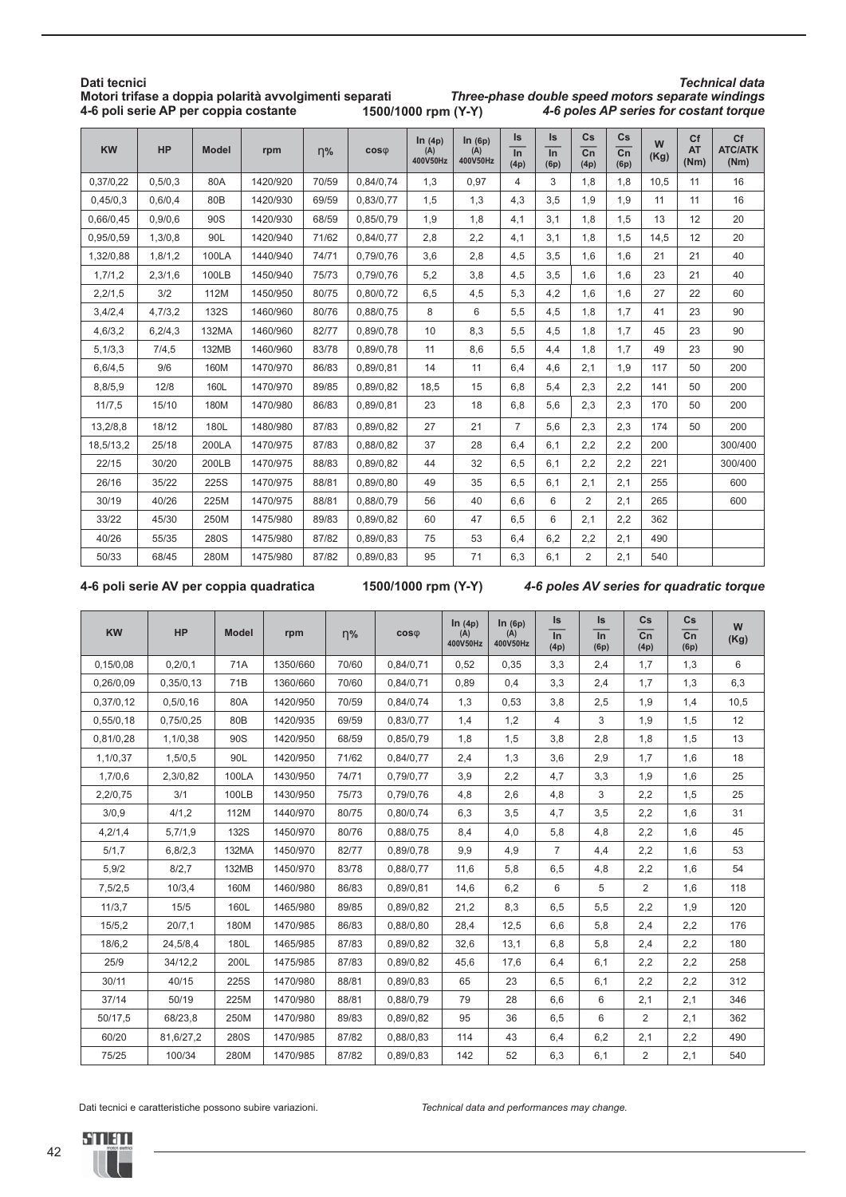**Dati tecnici**
**Motori trifase a doppia polarità avvolgimenti separati**
**4-6 poli serie AP per coppia costante** **1500/1000 rpm (Y-Y)**

***Technical data***
***Three-phase double speed motors separate windings***
***4-6 poles AP series for costant torque***

| KW | HP | Model | rpm | η% | cosφ | In (4p) (A) 400V50Hz | In (6p) (A) 400V50Hz | Is/In (4p) | Is/In (6p) | Cs/Cn (4p) | Cs/Cn (6p) | W (Kg) | Cf AT (Nm) | Cf ATC/ATK (Nm) |
|---|---|---|---|---|---|---|---|---|---|---|---|---|---|---|
| 0,37/0,22 | 0,5/0,3 | 80A | 1420/920 | 70/59 | 0,84/0,74 | 1,3 | 0,97 | 4 | 3 | 1,8 | 1,8 | 10,5 | 11 | 16 |
| 0,45/0,3 | 0,6/0,4 | 80B | 1420/930 | 69/59 | 0,83/0,77 | 1,5 | 1,3 | 4,3 | 3,5 | 1,9 | 1,9 | 11 | 11 | 16 |
| 0,66/0,45 | 0,9/0,6 | 90S | 1420/930 | 68/59 | 0,85/0,79 | 1,9 | 1,8 | 4,1 | 3,1 | 1,8 | 1,5 | 13 | 12 | 20 |
| 0,95/0,59 | 1,3/0,8 | 90L | 1420/940 | 71/62 | 0,84/0,77 | 2,8 | 2,2 | 4,1 | 3,1 | 1,8 | 1,5 | 14,5 | 12 | 20 |
| 1,32/0,88 | 1,8/1,2 | 100LA | 1440/940 | 74/71 | 0,79/0,76 | 3,6 | 2,8 | 4,5 | 3,5 | 1,6 | 1,6 | 21 | 21 | 40 |
| 1,7/1,2 | 2,3/1,6 | 100LB | 1450/940 | 75/73 | 0,79/0,76 | 5,2 | 3,8 | 4,5 | 3,5 | 1,6 | 1,6 | 23 | 21 | 40 |
| 2,2/1,5 | 3/2 | 112M | 1450/950 | 80/75 | 0,80/0,72 | 6,5 | 4,5 | 5,3 | 4,2 | 1,6 | 1,6 | 27 | 22 | 60 |
| 3,4/2,4 | 4,7/3,2 | 132S | 1460/960 | 80/76 | 0,88/0,75 | 8 | 6 | 5,5 | 4,5 | 1,8 | 1,7 | 41 | 23 | 90 |
| 4,6/3,2 | 6,2/4,3 | 132MA | 1460/960 | 82/77 | 0,89/0,78 | 10 | 8,3 | 5,5 | 4,5 | 1,8 | 1,7 | 45 | 23 | 90 |
| 5,1/3,3 | 7/4,5 | 132MB | 1460/960 | 83/78 | 0,89/0,78 | 11 | 8,6 | 5,5 | 4,4 | 1,8 | 1,7 | 49 | 23 | 90 |
| 6,6/4,5 | 9/6 | 160M | 1470/970 | 86/83 | 0,89/0,81 | 14 | 11 | 6,4 | 4,6 | 2,1 | 1,9 | 117 | 50 | 200 |
| 8,8/5,9 | 12/8 | 160L | 1470/970 | 89/85 | 0,89/0,82 | 18,5 | 15 | 6,8 | 5,4 | 2,3 | 2,2 | 141 | 50 | 200 |
| 11/7,5 | 15/10 | 180M | 1470/980 | 86/83 | 0,89/0,81 | 23 | 18 | 6,8 | 5,6 | 2,3 | 2,3 | 170 | 50 | 200 |
| 13,2/8,8 | 18/12 | 180L | 1480/980 | 87/83 | 0,89/0,82 | 27 | 21 | 7 | 5,6 | 2,3 | 2,3 | 174 | 50 | 200 |
| 18,5/13,2 | 25/18 | 200LA | 1470/975 | 87/83 | 0,88/0,82 | 37 | 28 | 6,4 | 6,1 | 2,2 | 2,2 | 200 | | 300/400 |
| 22/15 | 30/20 | 200LB | 1470/975 | 88/83 | 0,89/0,82 | 44 | 32 | 6,5 | 6,1 | 2,2 | 2,2 | 221 | | 300/400 |
| 26/16 | 35/22 | 225S | 1470/975 | 88/81 | 0,89/0,80 | 49 | 35 | 6,5 | 6,1 | 2,1 | 2,1 | 255 | | 600 |
| 30/19 | 40/26 | 225M | 1470/975 | 88/81 | 0,88/0,79 | 56 | 40 | 6,6 | 6 | 2 | 2,1 | 265 | | 600 |
| 33/22 | 45/30 | 250M | 1475/980 | 89/83 | 0,89/0,82 | 60 | 47 | 6,5 | 6 | 2,1 | 2,2 | 362 | | |
| 40/26 | 55/35 | 280S | 1475/980 | 87/82 | 0,89/0,83 | 75 | 53 | 6,4 | 6,2 | 2,2 | 2,1 | 490 | | |
| 50/33 | 68/45 | 280M | 1475/980 | 87/82 | 0,89/0,83 | 95 | 71 | 6,3 | 6,1 | 2 | 2,1 | 540 | | |

**4-6 poli serie AV per coppia quadratica** **1500/1000 rpm (Y-Y)** ***4-6 poles AV series for quadratic torque***

| KW | HP | Model | rpm | η% | cosφ | In (4p) (A) 400V50Hz | In (6p) (A) 400V50Hz | Is/In (4p) | Is/In (6p) | Cs/Cn (4p) | Cs/Cn (6p) | W (Kg) |
|---|---|---|---|---|---|---|---|---|---|---|---|---|
| 0,15/0,08 | 0,2/0,1 | 71A | 1350/660 | 70/60 | 0,84/0,71 | 0,52 | 0,35 | 3,3 | 2,4 | 1,7 | 1,3 | 6 |
| 0,26/0,09 | 0,35/0,13 | 71B | 1360/660 | 70/60 | 0,84/0,71 | 0,89 | 0,4 | 3,3 | 2,4 | 1,7 | 1,3 | 6,3 |
| 0,37/0,12 | 0,5/0,16 | 80A | 1420/950 | 70/59 | 0,84/0,74 | 1,3 | 0,53 | 3,8 | 2,5 | 1,9 | 1,4 | 10,5 |
| 0,55/0,18 | 0,75/0,25 | 80B | 1420/935 | 69/59 | 0,83/0,77 | 1,4 | 1,2 | 4 | 3 | 1,9 | 1,5 | 12 |
| 0,81/0,28 | 1,1/0,38 | 90S | 1420/950 | 68/59 | 0,85/0,79 | 1,8 | 1,5 | 3,8 | 2,8 | 1,8 | 1,5 | 13 |
| 1,1/0,37 | 1,5/0,5 | 90L | 1420/950 | 71/62 | 0,84/0,77 | 2,4 | 1,3 | 3,6 | 2,9 | 1,7 | 1,6 | 18 |
| 1,7/0,6 | 2,3/0,82 | 100LA | 1430/950 | 74/71 | 0,79/0,77 | 3,9 | 2,2 | 4,7 | 3,3 | 1,9 | 1,6 | 25 |
| 2,2/0,75 | 3/1 | 100LB | 1430/950 | 75/73 | 0,79/0,76 | 4,8 | 2,6 | 4,8 | 3 | 2,2 | 1,5 | 25 |
| 3/0,9 | 4/1,2 | 112M | 1440/970 | 80/75 | 0,80/0,74 | 6,3 | 3,5 | 4,7 | 3,5 | 2,2 | 1,6 | 31 |
| 4,2/1,4 | 5,7/1,9 | 132S | 1450/970 | 80/76 | 0,88/0,75 | 8,4 | 4,0 | 5,8 | 4,8 | 2,2 | 1,6 | 45 |
| 5/1,7 | 6,8/2,3 | 132MA | 1450/970 | 82/77 | 0,89/0,78 | 9,9 | 4,9 | 7 | 4,4 | 2,2 | 1,6 | 53 |
| 5,9/2 | 8/2,7 | 132MB | 1450/970 | 83/78 | 0,88/0,77 | 11,6 | 5,8 | 6,5 | 4,8 | 2,2 | 1,6 | 54 |
| 7,5/2,5 | 10/3,4 | 160M | 1460/980 | 86/83 | 0,89/0,81 | 14,6 | 6,2 | 6 | 5 | 2 | 1,6 | 118 |
| 11/3,7 | 15/5 | 160L | 1465/980 | 89/85 | 0,89/0,82 | 21,2 | 8,3 | 6,5 | 5,5 | 2,2 | 1,9 | 120 |
| 15/5,2 | 20/7,1 | 180M | 1470/985 | 86/83 | 0,88/0,80 | 28,4 | 12,5 | 6,6 | 5,8 | 2,4 | 2,2 | 176 |
| 18/6,2 | 24,5/8,4 | 180L | 1465/985 | 87/83 | 0,89/0,82 | 32,6 | 13,1 | 6,8 | 5,8 | 2,4 | 2,2 | 180 |
| 25/9 | 34/12,2 | 200L | 1475/985 | 87/83 | 0,89/0,82 | 45,6 | 17,6 | 6,4 | 6,1 | 2,2 | 2,2 | 258 |
| 30/11 | 40/15 | 225S | 1470/980 | 88/81 | 0,89/0,83 | 65 | 23 | 6,5 | 6,1 | 2,2 | 2,2 | 312 |
| 37/14 | 50/19 | 225M | 1470/980 | 88/81 | 0,88/0,79 | 79 | 28 | 6,6 | 6 | 2,1 | 2,1 | 346 |
| 50/17,5 | 68/23,8 | 250M | 1470/980 | 89/83 | 0,89/0,82 | 95 | 36 | 6,5 | 6 | 2 | 2,1 | 362 |
| 60/20 | 81,6/27,2 | 280S | 1470/985 | 87/82 | 0,88/0,83 | 114 | 43 | 6,4 | 6,2 | 2,1 | 2,2 | 490 |
| 75/25 | 100/34 | 280M | 1470/985 | 87/82 | 0,89/0,83 | 142 | 52 | 6,3 | 6,1 | 2 | 2,1 | 540 |

Dati tecnici e caratteristiche possono subire variazioni. *Technical data and performances may change.*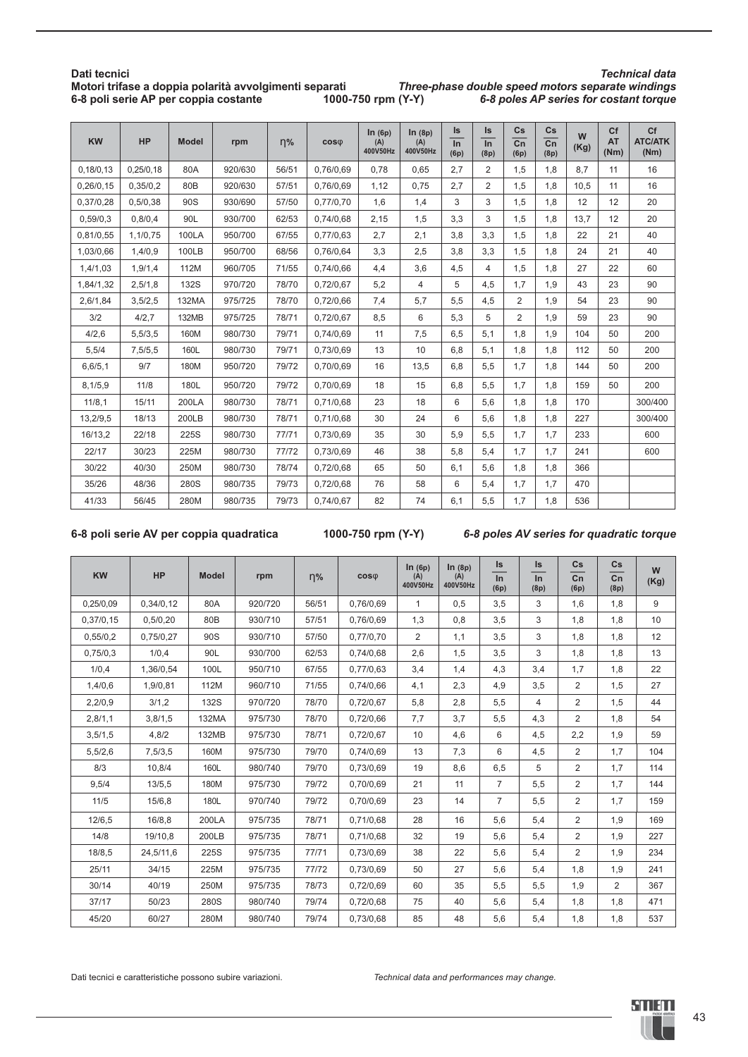**Dati tecnici**
**Motori trifase a doppia polarità avvolgimenti separati**
**6-8 poli serie AP per coppia costante** **1000-750 rpm (Y-Y)**

***Technical data***
***Three-phase double speed motors separate windings***
***6-8 poles AP series for costant torque***

| KW | HP | Model | rpm | η% | cosφ | In (6p) (A) 400V50Hz | In (8p) (A) 400V50Hz | Is/In (6p) | Is/In (8p) | Cs/Cn (6p) | Cs/Cn (8p) | W (Kg) | Cf AT (Nm) | Cf ATC/ATK (Nm) |
|---|---|---|---|---|---|---|---|---|---|---|---|---|---|---|
| 0,18/0,13 | 0,25/0,18 | 80A | 920/630 | 56/51 | 0,76/0,69 | 0,78 | 0,65 | 2,7 | 2 | 1,5 | 1,8 | 8,7 | 11 | 16 |
| 0,26/0,15 | 0,35/0,2 | 80B | 920/630 | 57/51 | 0,76/0,69 | 1,12 | 0,75 | 2,7 | 2 | 1,5 | 1,8 | 10,5 | 11 | 16 |
| 0,37/0,28 | 0,5/0,38 | 90S | 930/690 | 57/50 | 0,77/0,70 | 1,6 | 1,4 | 3 | 3 | 1,5 | 1,8 | 12 | 12 | 20 |
| 0,59/0,3 | 0,8/0,4 | 90L | 930/700 | 62/53 | 0,74/0,68 | 2,15 | 1,5 | 3,3 | 3 | 1,5 | 1,8 | 13,7 | 12 | 20 |
| 0,81/0,55 | 1,1/0,75 | 100LA | 950/700 | 67/55 | 0,77/0,63 | 2,7 | 2,1 | 3,8 | 3,3 | 1,5 | 1,8 | 22 | 21 | 40 |
| 1,03/0,66 | 1,4/0,9 | 100LB | 950/700 | 68/56 | 0,76/0,64 | 3,3 | 2,5 | 3,8 | 3,3 | 1,5 | 1,8 | 24 | 21 | 40 |
| 1,4/1,03 | 1,9/1,4 | 112M | 960/705 | 71/55 | 0,74/0,66 | 4,4 | 3,6 | 4,5 | 4 | 1,5 | 1,8 | 27 | 22 | 60 |
| 1,84/1,32 | 2,5/1,8 | 132S | 970/720 | 78/70 | 0,72/0,67 | 5,2 | 4 | 5 | 4,5 | 1,7 | 1,9 | 43 | 23 | 90 |
| 2,6/1,84 | 3,5/2,5 | 132MA | 975/725 | 78/70 | 0,72/0,66 | 7,4 | 5,7 | 5,5 | 4,5 | 2 | 1,9 | 54 | 23 | 90 |
| 3/2 | 4/2,7 | 132MB | 975/725 | 78/71 | 0,72/0,67 | 8,5 | 6 | 5,3 | 5 | 2 | 1,9 | 59 | 23 | 90 |
| 4/2,6 | 5,5/3,5 | 160M | 980/730 | 79/71 | 0,74/0,69 | 11 | 7,5 | 6,5 | 5,1 | 1,8 | 1,9 | 104 | 50 | 200 |
| 5,5/4 | 7,5/5,5 | 160L | 980/730 | 79/71 | 0,73/0,69 | 13 | 10 | 6,8 | 5,1 | 1,8 | 1,8 | 112 | 50 | 200 |
| 6,6/5,1 | 9/7 | 180M | 950/720 | 79/72 | 0,70/0,69 | 16 | 13,5 | 6,8 | 5,5 | 1,7 | 1,8 | 144 | 50 | 200 |
| 8,1/5,9 | 11/8 | 180L | 950/720 | 79/72 | 0,70/0,69 | 18 | 15 | 6,8 | 5,5 | 1,7 | 1,8 | 159 | 50 | 200 |
| 11/8,1 | 15/11 | 200LA | 980/730 | 78/71 | 0,71/0,68 | 23 | 18 | 6 | 5,6 | 1,8 | 1,8 | 170 | | 300/400 |
| 13,2/9,5 | 18/13 | 200LB | 980/730 | 78/71 | 0,71/0,68 | 30 | 24 | 6 | 5,6 | 1,8 | 1,8 | 227 | | 300/400 |
| 16/13,2 | 22/18 | 225S | 980/730 | 77/71 | 0,73/0,69 | 35 | 30 | 5,9 | 5,5 | 1,7 | 1,7 | 233 | | 600 |
| 22/17 | 30/23 | 225M | 980/730 | 77/72 | 0,73/0,69 | 46 | 38 | 5,8 | 5,4 | 1,7 | 1,7 | 241 | | 600 |
| 30/22 | 40/30 | 250M | 980/730 | 78/74 | 0,72/0,68 | 65 | 50 | 6,1 | 5,6 | 1,8 | 1,8 | 366 | | |
| 35/26 | 48/36 | 280S | 980/735 | 79/73 | 0,72/0,68 | 76 | 58 | 6 | 5,4 | 1,7 | 1,7 | 470 | | |
| 41/33 | 56/45 | 280M | 980/735 | 79/73 | 0,74/0,67 | 82 | 74 | 6,1 | 5,5 | 1,7 | 1,8 | 536 | | |

**6-8 poli serie AV per coppia quadratica** **1000-750 rpm (Y-Y)** ***6-8 poles AV series for quadratic torque***

| KW | HP | Model | rpm | η% | cosφ | In (6p) (A) 400V50Hz | In (8p) (A) 400V50Hz | Is/In (6p) | Is/In (8p) | Cs/Cn (6p) | Cs/Cn (8p) | W (Kg) |
|---|---|---|---|---|---|---|---|---|---|---|---|---|
| 0,25/0,09 | 0,34/0,12 | 80A | 920/720 | 56/51 | 0,76/0,69 | 1 | 0,5 | 3,5 | 3 | 1,6 | 1,8 | 9 |
| 0,37/0,15 | 0,5/0,20 | 80B | 930/710 | 57/51 | 0,76/0,69 | 1,3 | 0,8 | 3,5 | 3 | 1,8 | 1,8 | 10 |
| 0,55/0,2 | 0,75/0,27 | 90S | 930/710 | 57/50 | 0,77/0,70 | 2 | 1,1 | 3,5 | 3 | 1,8 | 1,8 | 12 |
| 0,75/0,3 | 1/0,4 | 90L | 930/700 | 62/53 | 0,74/0,68 | 2,6 | 1,5 | 3,5 | 3 | 1,8 | 1,8 | 13 |
| 1/0,4 | 1,36/0,54 | 100L | 950/710 | 67/55 | 0,77/0,63 | 3,4 | 1,4 | 4,3 | 3,4 | 1,7 | 1,8 | 22 |
| 1,4/0,6 | 1,9/0,81 | 112M | 960/710 | 71/55 | 0,74/0,66 | 4,1 | 2,3 | 4,9 | 3,5 | 2 | 1,5 | 27 |
| 2,2/0,9 | 3/1,2 | 132S | 970/720 | 78/70 | 0,72/0,67 | 5,8 | 2,8 | 5,5 | 4 | 2 | 1,5 | 44 |
| 2,8/1,1 | 3,8/1,5 | 132MA | 975/730 | 78/70 | 0,72/0,66 | 7,7 | 3,7 | 5,5 | 4,3 | 2 | 1,8 | 54 |
| 3,5/1,5 | 4,8/2 | 132MB | 975/730 | 78/71 | 0,72/0,67 | 10 | 4,6 | 6 | 4,5 | 2,2 | 1,9 | 59 |
| 5,5/2,6 | 7,5/3,5 | 160M | 975/730 | 79/70 | 0,74/0,69 | 13 | 7,3 | 6 | 4,5 | 2 | 1,7 | 104 |
| 8/3 | 10,8/4 | 160L | 980/740 | 79/70 | 0,73/0,69 | 19 | 8,6 | 6,5 | 5 | 2 | 1,7 | 114 |
| 9,5/4 | 13/5,5 | 180M | 975/730 | 79/72 | 0,70/0,69 | 21 | 11 | 7 | 5,5 | 2 | 1,7 | 144 |
| 11/5 | 15/6,8 | 180L | 970/740 | 79/72 | 0,70/0,69 | 23 | 14 | 7 | 5,5 | 2 | 1,7 | 159 |
| 12/6,5 | 16/8,8 | 200LA | 975/735 | 78/71 | 0,71/0,68 | 28 | 16 | 5,6 | 5,4 | 2 | 1,9 | 169 |
| 14/8 | 19/10,8 | 200LB | 975/735 | 78/71 | 0,71/0,68 | 32 | 19 | 5,6 | 5,4 | 2 | 1,9 | 227 |
| 18/8,5 | 24,5/11,6 | 225S | 975/735 | 77/71 | 0,73/0,69 | 38 | 22 | 5,6 | 5,4 | 2 | 1,9 | 234 |
| 25/11 | 34/15 | 225M | 975/735 | 77/72 | 0,73/0,69 | 50 | 27 | 5,6 | 5,4 | 1,8 | 1,9 | 241 |
| 30/14 | 40/19 | 250M | 975/735 | 78/73 | 0,72/0,69 | 60 | 35 | 5,5 | 5,5 | 1,9 | 2 | 367 |
| 37/17 | 50/23 | 280S | 980/740 | 79/74 | 0,72/0,68 | 75 | 40 | 5,6 | 5,4 | 1,8 | 1,8 | 471 |
| 45/20 | 60/27 | 280M | 980/740 | 79/74 | 0,73/0,68 | 85 | 48 | 5,6 | 5,4 | 1,8 | 1,8 | 537 |

Dati tecnici e caratteristiche possono subire variazioni.

*Technical data and performances may change.*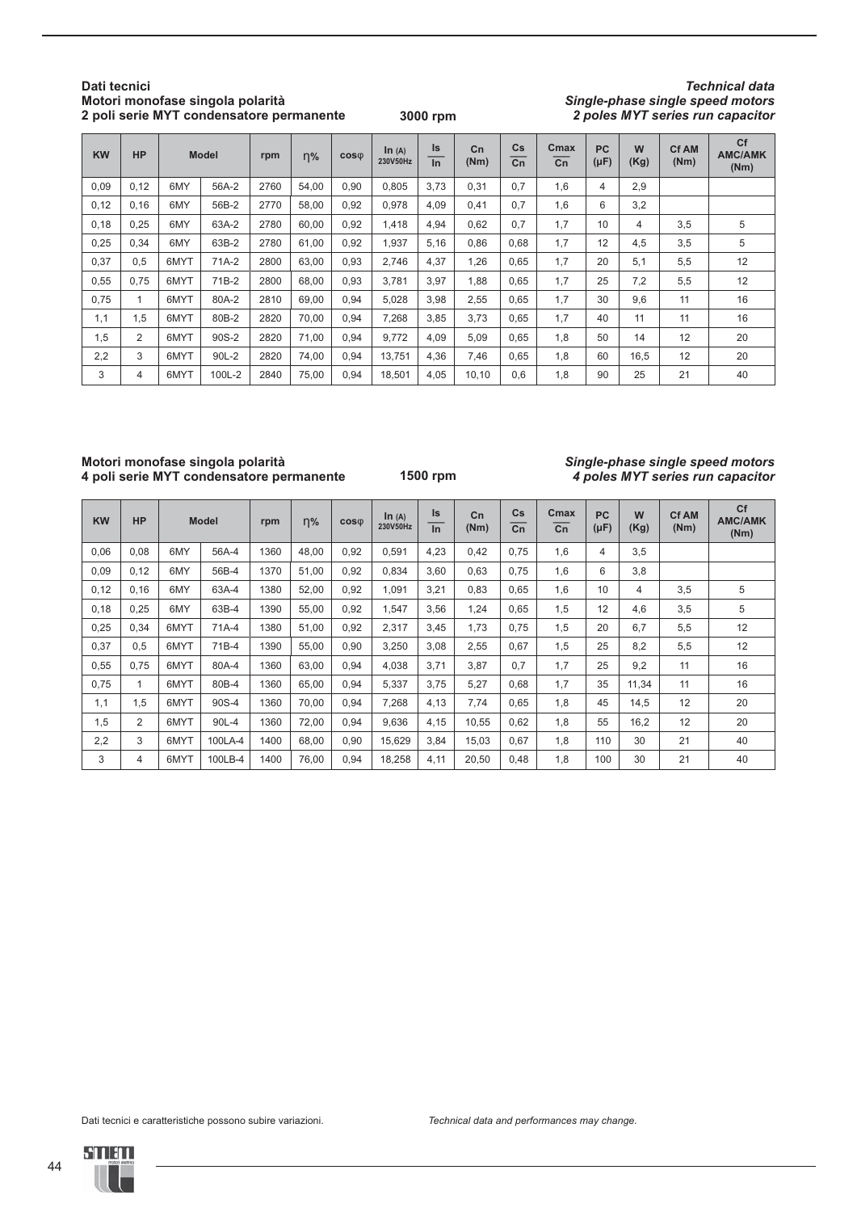**Dati tecnici**
**Motori monofase singola polarità**
**2 poli serie MYT condensatore permanente**

**3000 rpm**

***Technical data***
***Single-phase single speed motors***
***2 poles MYT series run capacitor***

| KW | HP | Model | | rpm | η% | cosφ | In (A) 230V50Hz | Is/In | Cn (Nm) | Cs/Cn | Cmax/Cn | PC (μF) | W (Kg) | Cf AM (Nm) | Cf AMC/AMK (Nm) |
|---|---|---|---|---|---|---|---|---|---|---|---|---|---|---|---|
| 0,09 | 0,12 | 6MY | 56A-2 | 2760 | 54,00 | 0,90 | 0,805 | 3,73 | 0,31 | 0,7 | 1,6 | 4 | 2,9 | | |
| 0,12 | 0,16 | 6MY | 56B-2 | 2770 | 58,00 | 0,92 | 0,978 | 4,09 | 0,41 | 0,7 | 1,6 | 6 | 3,2 | | |
| 0,18 | 0,25 | 6MY | 63A-2 | 2780 | 60,00 | 0,92 | 1,418 | 4,94 | 0,62 | 0,7 | 1,7 | 10 | 4 | 3,5 | 5 |
| 0,25 | 0,34 | 6MY | 63B-2 | 2780 | 61,00 | 0,92 | 1,937 | 5,16 | 0,86 | 0,68 | 1,7 | 12 | 4,5 | 3,5 | 5 |
| 0,37 | 0,5 | 6MYT | 71A-2 | 2800 | 63,00 | 0,93 | 2,746 | 4,37 | 1,26 | 0,65 | 1,7 | 20 | 5,1 | 5,5 | 12 |
| 0,55 | 0,75 | 6MYT | 71B-2 | 2800 | 68,00 | 0,93 | 3,781 | 3,97 | 1,88 | 0,65 | 1,7 | 25 | 7,2 | 5,5 | 12 |
| 0,75 | 1 | 6MYT | 80A-2 | 2810 | 69,00 | 0,94 | 5,028 | 3,98 | 2,55 | 0,65 | 1,7 | 30 | 9,6 | 11 | 16 |
| 1,1 | 1,5 | 6MYT | 80B-2 | 2820 | 70,00 | 0,94 | 7,268 | 3,85 | 3,73 | 0,65 | 1,7 | 40 | 11 | 11 | 16 |
| 1,5 | 2 | 6MYT | 90S-2 | 2820 | 71,00 | 0,94 | 9,772 | 4,09 | 5,09 | 0,65 | 1,8 | 50 | 14 | 12 | 20 |
| 2,2 | 3 | 6MYT | 90L-2 | 2820 | 74,00 | 0,94 | 13,751 | 4,36 | 7,46 | 0,65 | 1,8 | 60 | 16,5 | 12 | 20 |
| 3 | 4 | 6MYT | 100L-2 | 2840 | 75,00 | 0,94 | 18,501 | 4,05 | 10,10 | 0,6 | 1,8 | 90 | 25 | 21 | 40 |

**Motori monofase singola polarità**
**4 poli serie MYT condensatore permanente**

**1500 rpm**

***Single-phase single speed motors***
***4 poles MYT series run capacitor***

| KW | HP | Model | | rpm | η% | cosφ | In (A) 230V50Hz | Is/In | Cn (Nm) | Cs/Cn | Cmax/Cn | PC (μF) | W (Kg) | Cf AM (Nm) | Cf AMC/AMK (Nm) |
|---|---|---|---|---|---|---|---|---|---|---|---|---|---|---|---|
| 0,06 | 0,08 | 6MY | 56A-4 | 1360 | 48,00 | 0,92 | 0,591 | 4,23 | 0,42 | 0,75 | 1,6 | 4 | 3,5 | | |
| 0,09 | 0,12 | 6MY | 56B-4 | 1370 | 51,00 | 0,92 | 0,834 | 3,60 | 0,63 | 0,75 | 1,6 | 6 | 3,8 | | |
| 0,12 | 0,16 | 6MY | 63A-4 | 1380 | 52,00 | 0,92 | 1,091 | 3,21 | 0,83 | 0,65 | 1,6 | 10 | 4 | 3,5 | 5 |
| 0,18 | 0,25 | 6MY | 63B-4 | 1390 | 55,00 | 0,92 | 1,547 | 3,56 | 1,24 | 0,65 | 1,5 | 12 | 4,6 | 3,5 | 5 |
| 0,25 | 0,34 | 6MYT | 71A-4 | 1380 | 51,00 | 0,92 | 2,317 | 3,45 | 1,73 | 0,75 | 1,5 | 20 | 6,7 | 5,5 | 12 |
| 0,37 | 0,5 | 6MYT | 71B-4 | 1390 | 55,00 | 0,90 | 3,250 | 3,08 | 2,55 | 0,67 | 1,5 | 25 | 8,2 | 5,5 | 12 |
| 0,55 | 0,75 | 6MYT | 80A-4 | 1360 | 63,00 | 0,94 | 4,038 | 3,71 | 3,87 | 0,7 | 1,7 | 25 | 9,2 | 11 | 16 |
| 0,75 | 1 | 6MYT | 80B-4 | 1360 | 65,00 | 0,94 | 5,337 | 3,75 | 5,27 | 0,68 | 1,7 | 35 | 11,34 | 11 | 16 |
| 1,1 | 1,5 | 6MYT | 90S-4 | 1360 | 70,00 | 0,94 | 7,268 | 4,13 | 7,74 | 0,65 | 1,8 | 45 | 14,5 | 12 | 20 |
| 1,5 | 2 | 6MYT | 90L-4 | 1360 | 72,00 | 0,94 | 9,636 | 4,15 | 10,55 | 0,62 | 1,8 | 55 | 16,2 | 12 | 20 |
| 2,2 | 3 | 6MYT | 100LA-4 | 1400 | 68,00 | 0,90 | 15,629 | 3,84 | 15,03 | 0,67 | 1,8 | 110 | 30 | 21 | 40 |
| 3 | 4 | 6MYT | 100LB-4 | 1400 | 76,00 | 0,94 | 18,258 | 4,11 | 20,50 | 0,48 | 1,8 | 100 | 30 | 21 | 40 |

Dati tecnici e caratteristiche possono subire variazioni.

*Technical data and performances may change.*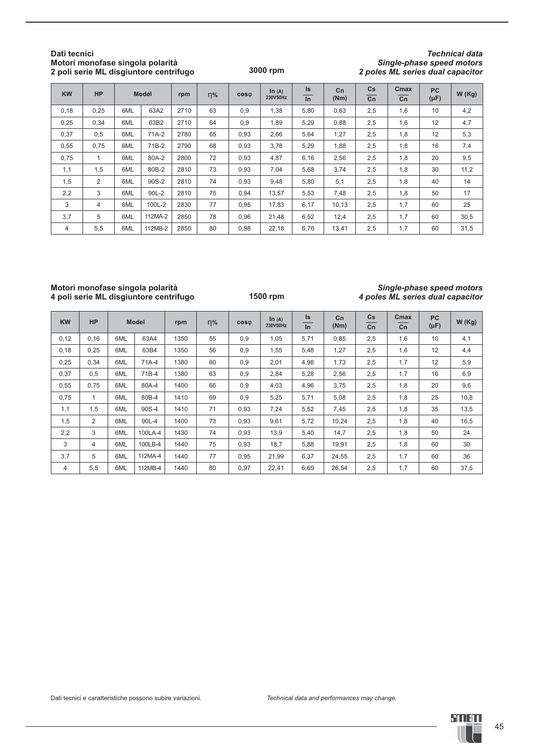**Dati tecnici**
**Motori monofase singola polarità**
**2 poli serie ML disgiuntore centrifugo**

**3000 rpm**

***Technical data***
***Single-phase speed motors***
***2 poles ML series dual capacitor***

| KW | HP | Model | | rpm | η% | cosφ | In (A) 230V50Hz | Is / In | Cn (Nm) | Cs / Cn | Cmax / Cn | PC (μF) | W (Kg) |
|---|---|---|---|---|---|---|---|---|---|---|---|---|---|
| 0,18 | 0,25 | 6ML | 63A2 | 2710 | 63 | 0,9 | 1,38 | 5,80 | 0,63 | 2,5 | 1,6 | 10 | 4,2 |
| 0,25 | 0,34 | 6ML | 63B2 | 2710 | 64 | 0,9 | 1,89 | 5,29 | 0,88 | 2,5 | 1,6 | 12 | 4,7 |
| 0,37 | 0,5 | 6ML | 71A-2 | 2780 | 65 | 0,93 | 2,66 | 5,64 | 1,27 | 2,5 | 1,8 | 12 | 5,3 |
| 0,55 | 0,75 | 6ML | 71B-2 | 2790 | 68 | 0,93 | 3,78 | 5,29 | 1,88 | 2,5 | 1,8 | 16 | 7,4 |
| 0,75 | 1 | 6ML | 80A-2 | 2800 | 72 | 0,93 | 4,87 | 6,16 | 2,56 | 2,5 | 1,8 | 20 | 9,5 |
| 1,1 | 1,5 | 6ML | 80B-2 | 2810 | 73 | 0,93 | 7,04 | 5,68 | 3,74 | 2,5 | 1,8 | 30 | 11,2 |
| 1,5 | 2 | 6ML | 90S-2 | 2810 | 74 | 0,93 | 9,48 | 5,80 | 5,1 | 2,5 | 1,8 | 40 | 14 |
| 2,2 | 3 | 6ML | 90L-2 | 2810 | 75 | 0,94 | 13,57 | 5,53 | 7,48 | 2,5 | 1,8 | 50 | 17 |
| 3 | 4 | 6ML | 100L-2 | 2830 | 77 | 0,95 | 17,83 | 6,17 | 10,13 | 2,5 | 1,7 | 60 | 25 |
| 3,7 | 5 | 6ML | 112MA-2 | 2850 | 78 | 0,96 | 21,48 | 6,52 | 12,4 | 2,5 | 1,7 | 60 | 30,5 |
| 4 | 5,5 | 6ML | 112MB-2 | 2850 | 80 | 0,98 | 22,18 | 6,76 | 13,41 | 2,5 | 1,7 | 60 | 31,5 |

**Motori monofase singola polarità**
**4 poli serie ML disgiuntore centrifugo**

**1500 rpm**

***Single-phase speed motors***
***4 poles ML series dual capacitor***

| KW | HP | Model | | rpm | η% | cosφ | In (A) 230V50Hz | Is / In | Cn (Nm) | Cs / Cn | Cmax / Cn | PC (μF) | W (Kg) |
|---|---|---|---|---|---|---|---|---|---|---|---|---|---|
| 0,12 | 0,16 | 6ML | 63A4 | 1350 | 55 | 0,9 | 1,05 | 5,71 | 0,85 | 2,5 | 1,6 | 10 | 4,1 |
| 0,18 | 0,25 | 6ML | 63B4 | 1350 | 56 | 0,9 | 1,55 | 5,48 | 1,27 | 2,5 | 1,6 | 12 | 4,4 |
| 0,25 | 0,34 | 6ML | 71A-4 | 1380 | 60 | 0,9 | 2,01 | 4,98 | 1,73 | 2,5 | 1,7 | 12 | 5,9 |
| 0,37 | 0,5 | 6ML | 71B-4 | 1380 | 63 | 0,9 | 2,84 | 5,28 | 2,56 | 2,5 | 1,7 | 16 | 6,9 |
| 0,55 | 0,75 | 6ML | 80A-4 | 1400 | 66 | 0,9 | 4,03 | 4,96 | 3,75 | 2,5 | 1,8 | 20 | 9,6 |
| 0,75 | 1 | 6ML | 80B-4 | 1410 | 69 | 0,9 | 5,25 | 5,71 | 5,08 | 2,5 | 1,8 | 25 | 10,8 |
| 1,1 | 1,5 | 6ML | 90S-4 | 1410 | 71 | 0,93 | 7,24 | 5,52 | 7,45 | 2,5 | 1,8 | 35 | 13,5 |
| 1,5 | 2 | 6ML | 90L-4 | 1400 | 73 | 0,93 | 9,61 | 5,72 | 10,24 | 2,5 | 1,8 | 40 | 16,5 |
| 2,2 | 3 | 6ML | 100LA-4 | 1430 | 74 | 0,93 | 13,9 | 5,40 | 14,7 | 2,5 | 1,8 | 50 | 24 |
| 3 | 4 | 6ML | 100LB-4 | 1440 | 75 | 0,93 | 18,7 | 5,88 | 19,91 | 2,5 | 1,8 | 60 | 30 |
| 3,7 | 5 | 6ML | 112MA-4 | 1440 | 77 | 0,95 | 21,99 | 6,37 | 24,55 | 2,5 | 1,7 | 60 | 36 |
| 4 | 5,5 | 6ML | 112MB-4 | 1440 | 80 | 0,97 | 22,41 | 6,69 | 26,54 | 2,5 | 1,7 | 60 | 37,5 |

Dati tecnici e caratteristiche possono subire variazioni.

*Technical data and performances may change.*